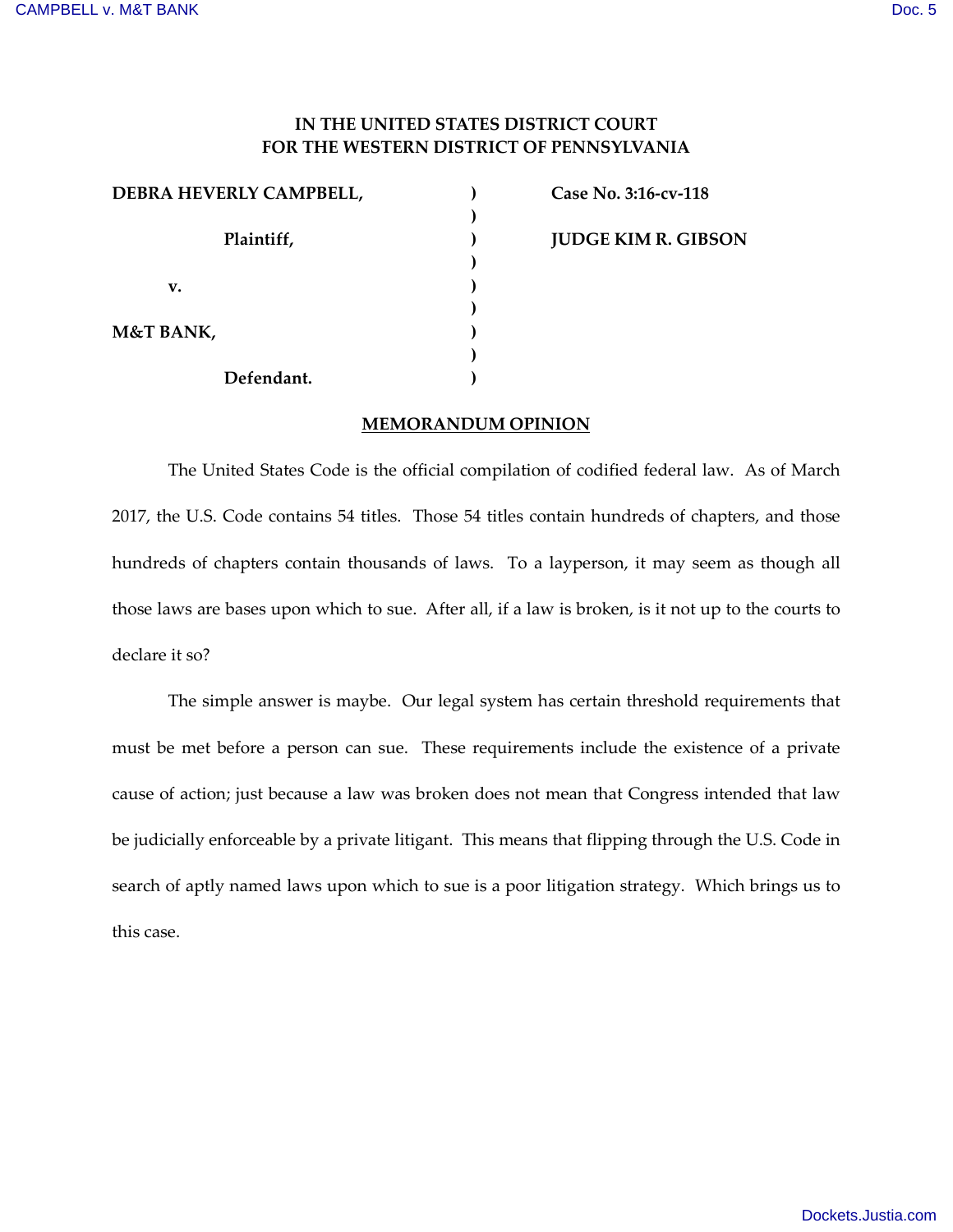**IN THE UNITED STATES DISTRICT COURT**
**FOR THE WESTERN DISTRICT OF PENNSYLVANIA**

| | | |
|---|---|---|
| **DEBRA HEVERLY CAMPBELL,** | ) | **Case No. 3:16-cv-118** |
| | ) | |
| **Plaintiff,** | ) | **JUDGE KIM R. GIBSON** |
| | ) | |
| **v.** | ) | |
| | ) | |
| **M&T BANK,** | ) | |
| | ) | |
| **Defendant.** | ) | |

## MEMORANDUM OPINION

The United States Code is the official compilation of codified federal law. As of March 2017, the U.S. Code contains 54 titles. Those 54 titles contain hundreds of chapters, and those hundreds of chapters contain thousands of laws. To a layperson, it may seem as though all those laws are bases upon which to sue. After all, if a law is broken, is it not up to the courts to declare it so?

The simple answer is maybe. Our legal system has certain threshold requirements that must be met before a person can sue. These requirements include the existence of a private cause of action; just because a law was broken does not mean that Congress intended that law be judicially enforceable by a private litigant. This means that flipping through the U.S. Code in search of aptly named laws upon which to sue is a poor litigation strategy. Which brings us to this case.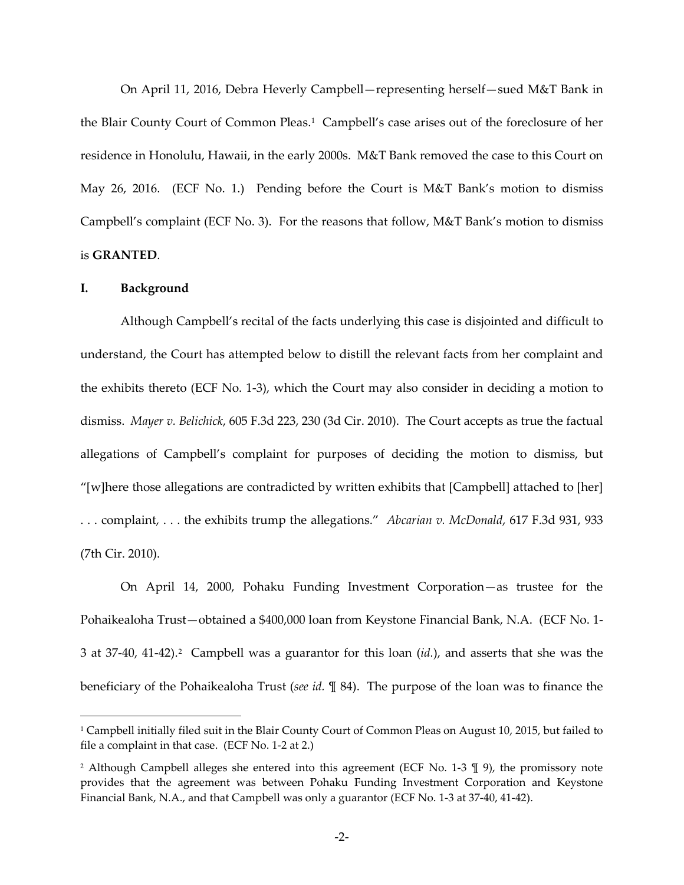On April 11, 2016, Debra Heverly Campbell—representing herself—sued M&T Bank in the Blair County Court of Common Pleas.[1] Campbell's case arises out of the foreclosure of her residence in Honolulu, Hawaii, in the early 2000s. M&T Bank removed the case to this Court on May 26, 2016. (ECF No. 1.) Pending before the Court is M&T Bank's motion to dismiss Campbell's complaint (ECF No. 3). For the reasons that follow, M&T Bank's motion to dismiss is **GRANTED**.

## I. Background

Although Campbell's recital of the facts underlying this case is disjointed and difficult to understand, the Court has attempted below to distill the relevant facts from her complaint and the exhibits thereto (ECF No. 1-3), which the Court may also consider in deciding a motion to dismiss. *Mayer v. Belichick*, 605 F.3d 223, 230 (3d Cir. 2010). The Court accepts as true the factual allegations of Campbell's complaint for purposes of deciding the motion to dismiss, but "[w]here those allegations are contradicted by written exhibits that [Campbell] attached to [her] . . . complaint, . . . the exhibits trump the allegations." *Abcarian v. McDonald*, 617 F.3d 931, 933 (7th Cir. 2010).

On April 14, 2000, Pohaku Funding Investment Corporation—as trustee for the Pohaikealoha Trust—obtained a $400,000 loan from Keystone Financial Bank, N.A. (ECF No. 1-3 at 37-40, 41-42).[2] Campbell was a guarantor for this loan (*id.*), and asserts that she was the beneficiary of the Pohaikealoha Trust (*see id.* ¶ 84). The purpose of the loan was to finance the

---

[1] Campbell initially filed suit in the Blair County Court of Common Pleas on August 10, 2015, but failed to file a complaint in that case. (ECF No. 1-2 at 2.)

[2] Although Campbell alleges she entered into this agreement (ECF No. 1-3 ¶ 9), the promissory note provides that the agreement was between Pohaku Funding Investment Corporation and Keystone Financial Bank, N.A., and that Campbell was only a guarantor (ECF No. 1-3 at 37-40, 41-42).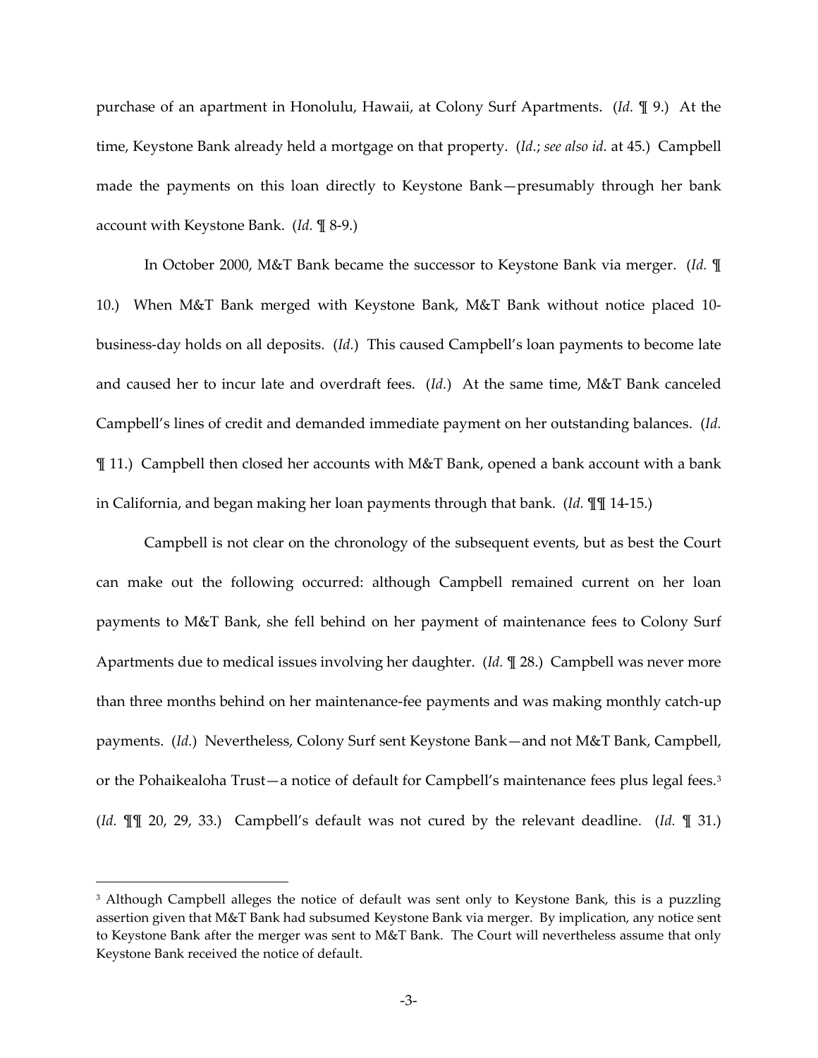purchase of an apartment in Honolulu, Hawaii, at Colony Surf Apartments. (*Id.* ¶ 9.) At the time, Keystone Bank already held a mortgage on that property. (*Id.*; *see also id.* at 45.) Campbell made the payments on this loan directly to Keystone Bank—presumably through her bank account with Keystone Bank. (*Id.* ¶ 8-9.)

In October 2000, M&T Bank became the successor to Keystone Bank via merger. (*Id.* ¶ 10.) When M&T Bank merged with Keystone Bank, M&T Bank without notice placed 10-business-day holds on all deposits. (*Id.*) This caused Campbell's loan payments to become late and caused her to incur late and overdraft fees. (*Id.*) At the same time, M&T Bank canceled Campbell's lines of credit and demanded immediate payment on her outstanding balances. (*Id.* ¶ 11.) Campbell then closed her accounts with M&T Bank, opened a bank account with a bank in California, and began making her loan payments through that bank. (*Id.* ¶¶ 14-15.)

Campbell is not clear on the chronology of the subsequent events, but as best the Court can make out the following occurred: although Campbell remained current on her loan payments to M&T Bank, she fell behind on her payment of maintenance fees to Colony Surf Apartments due to medical issues involving her daughter. (*Id.* ¶ 28.) Campbell was never more than three months behind on her maintenance-fee payments and was making monthly catch-up payments. (*Id.*) Nevertheless, Colony Surf sent Keystone Bank—and not M&T Bank, Campbell, or the Pohaikealoha Trust—a notice of default for Campbell's maintenance fees plus legal fees.[3] (*Id.* ¶¶ 20, 29, 33.) Campbell's default was not cured by the relevant deadline. (*Id.* ¶ 31.)

[3] Although Campbell alleges the notice of default was sent only to Keystone Bank, this is a puzzling assertion given that M&T Bank had subsumed Keystone Bank via merger. By implication, any notice sent to Keystone Bank after the merger was sent to M&T Bank. The Court will nevertheless assume that only Keystone Bank received the notice of default.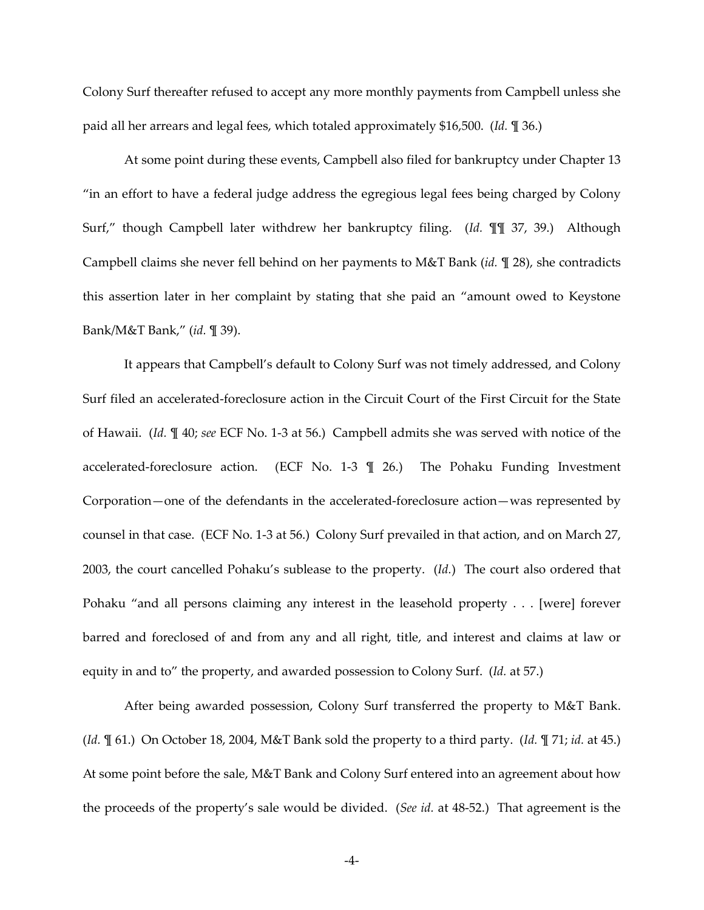Colony Surf thereafter refused to accept any more monthly payments from Campbell unless she paid all her arrears and legal fees, which totaled approximately $16,500. (*Id.* ¶ 36.)

At some point during these events, Campbell also filed for bankruptcy under Chapter 13 "in an effort to have a federal judge address the egregious legal fees being charged by Colony Surf," though Campbell later withdrew her bankruptcy filing. (*Id.* ¶¶ 37, 39.) Although Campbell claims she never fell behind on her payments to M&T Bank (*id.* ¶ 28), she contradicts this assertion later in her complaint by stating that she paid an "amount owed to Keystone Bank/M&T Bank," (*id.* ¶ 39).

It appears that Campbell's default to Colony Surf was not timely addressed, and Colony Surf filed an accelerated-foreclosure action in the Circuit Court of the First Circuit for the State of Hawaii. (*Id.* ¶ 40; *see* ECF No. 1-3 at 56.) Campbell admits she was served with notice of the accelerated-foreclosure action. (ECF No. 1-3 ¶ 26.) The Pohaku Funding Investment Corporation—one of the defendants in the accelerated-foreclosure action—was represented by counsel in that case. (ECF No. 1-3 at 56.) Colony Surf prevailed in that action, and on March 27, 2003, the court cancelled Pohaku's sublease to the property. (*Id.*) The court also ordered that Pohaku "and all persons claiming any interest in the leasehold property . . . [were] forever barred and foreclosed of and from any and all right, title, and interest and claims at law or equity in and to" the property, and awarded possession to Colony Surf. (*Id.* at 57.)

After being awarded possession, Colony Surf transferred the property to M&T Bank. (*Id.* ¶ 61.) On October 18, 2004, M&T Bank sold the property to a third party. (*Id.* ¶ 71; *id.* at 45.) At some point before the sale, M&T Bank and Colony Surf entered into an agreement about how the proceeds of the property's sale would be divided. (*See id.* at 48-52.) That agreement is the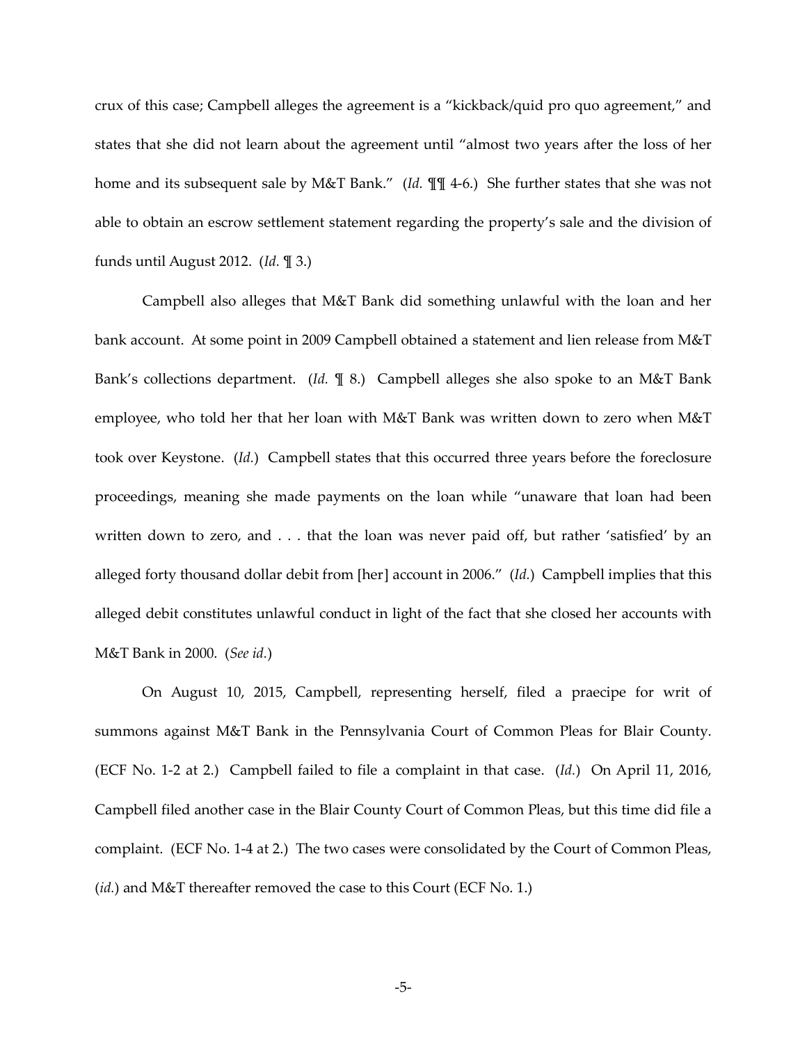crux of this case; Campbell alleges the agreement is a "kickback/quid pro quo agreement," and states that she did not learn about the agreement until "almost two years after the loss of her home and its subsequent sale by M&T Bank." (*Id.* ¶¶ 4-6.) She further states that she was not able to obtain an escrow settlement statement regarding the property's sale and the division of funds until August 2012. (*Id.* ¶ 3.)

Campbell also alleges that M&T Bank did something unlawful with the loan and her bank account. At some point in 2009 Campbell obtained a statement and lien release from M&T Bank's collections department. (*Id.* ¶ 8.) Campbell alleges she also spoke to an M&T Bank employee, who told her that her loan with M&T Bank was written down to zero when M&T took over Keystone. (*Id.*) Campbell states that this occurred three years before the foreclosure proceedings, meaning she made payments on the loan while "unaware that loan had been written down to zero, and . . . that the loan was never paid off, but rather 'satisfied' by an alleged forty thousand dollar debit from [her] account in 2006." (*Id.*) Campbell implies that this alleged debit constitutes unlawful conduct in light of the fact that she closed her accounts with M&T Bank in 2000. (*See id.*)

On August 10, 2015, Campbell, representing herself, filed a praecipe for writ of summons against M&T Bank in the Pennsylvania Court of Common Pleas for Blair County. (ECF No. 1-2 at 2.) Campbell failed to file a complaint in that case. (*Id.*) On April 11, 2016, Campbell filed another case in the Blair County Court of Common Pleas, but this time did file a complaint. (ECF No. 1-4 at 2.) The two cases were consolidated by the Court of Common Pleas, (*id.*) and M&T thereafter removed the case to this Court (ECF No. 1.)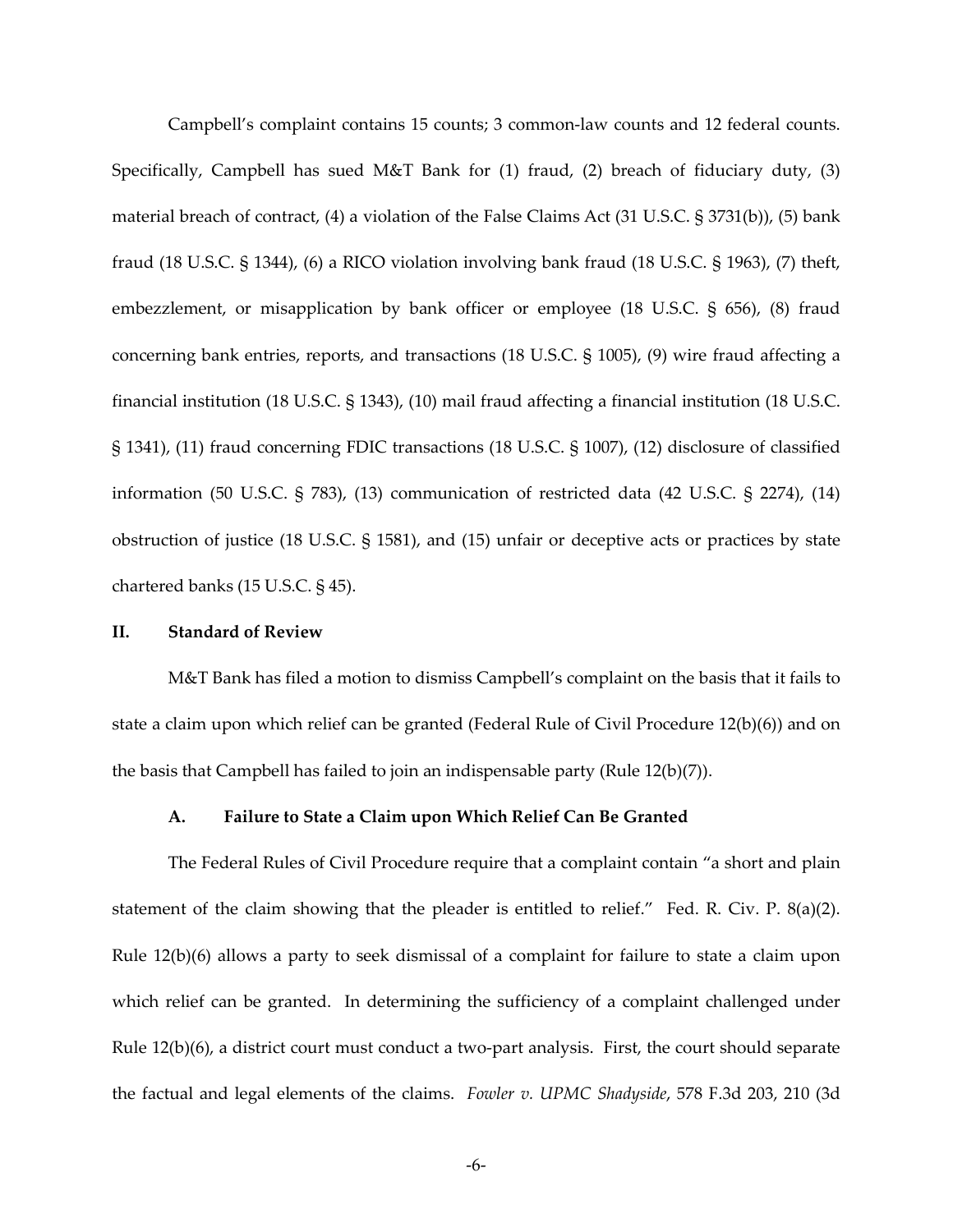Campbell's complaint contains 15 counts; 3 common-law counts and 12 federal counts. Specifically, Campbell has sued M&T Bank for (1) fraud, (2) breach of fiduciary duty, (3) material breach of contract, (4) a violation of the False Claims Act (31 U.S.C. § 3731(b)), (5) bank fraud (18 U.S.C. § 1344), (6) a RICO violation involving bank fraud (18 U.S.C. § 1963), (7) theft, embezzlement, or misapplication by bank officer or employee (18 U.S.C. § 656), (8) fraud concerning bank entries, reports, and transactions (18 U.S.C. § 1005), (9) wire fraud affecting a financial institution (18 U.S.C. § 1343), (10) mail fraud affecting a financial institution (18 U.S.C. § 1341), (11) fraud concerning FDIC transactions (18 U.S.C. § 1007), (12) disclosure of classified information (50 U.S.C. § 783), (13) communication of restricted data (42 U.S.C. § 2274), (14) obstruction of justice (18 U.S.C. § 1581), and (15) unfair or deceptive acts or practices by state chartered banks (15 U.S.C. § 45).

## II. Standard of Review

M&T Bank has filed a motion to dismiss Campbell's complaint on the basis that it fails to state a claim upon which relief can be granted (Federal Rule of Civil Procedure 12(b)(6)) and on the basis that Campbell has failed to join an indispensable party (Rule 12(b)(7)).

### A. Failure to State a Claim upon Which Relief Can Be Granted

The Federal Rules of Civil Procedure require that a complaint contain "a short and plain statement of the claim showing that the pleader is entitled to relief." Fed. R. Civ. P. 8(a)(2). Rule 12(b)(6) allows a party to seek dismissal of a complaint for failure to state a claim upon which relief can be granted. In determining the sufficiency of a complaint challenged under Rule 12(b)(6), a district court must conduct a two-part analysis. First, the court should separate the factual and legal elements of the claims. *Fowler v. UPMC Shadyside*, 578 F.3d 203, 210 (3d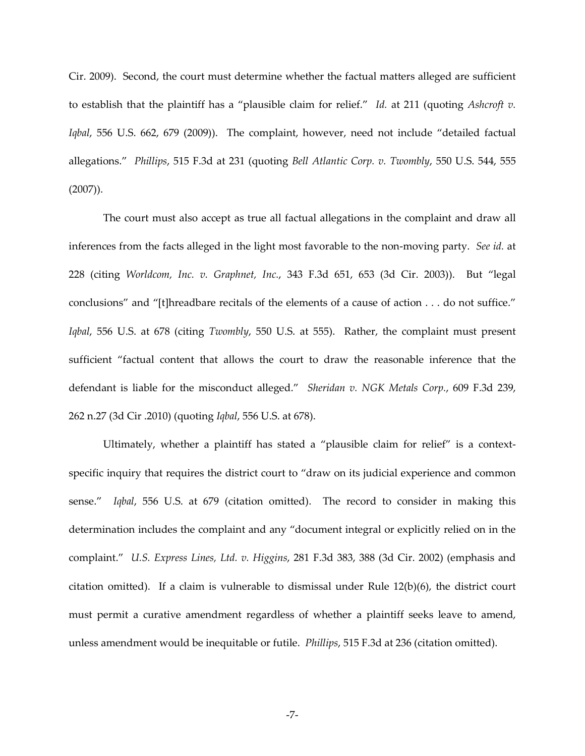Cir. 2009). Second, the court must determine whether the factual matters alleged are sufficient to establish that the plaintiff has a "plausible claim for relief." *Id.* at 211 (quoting *Ashcroft v. Iqbal*, 556 U.S. 662, 679 (2009)). The complaint, however, need not include "detailed factual allegations." *Phillips*, 515 F.3d at 231 (quoting *Bell Atlantic Corp. v. Twombly*, 550 U.S. 544, 555 (2007)).

The court must also accept as true all factual allegations in the complaint and draw all inferences from the facts alleged in the light most favorable to the non-moving party. *See id.* at 228 (citing *Worldcom, Inc. v. Graphnet, Inc.*, 343 F.3d 651, 653 (3d Cir. 2003)). But "legal conclusions" and "[t]hreadbare recitals of the elements of a cause of action . . . do not suffice." *Iqbal*, 556 U.S. at 678 (citing *Twombly*, 550 U.S. at 555). Rather, the complaint must present sufficient "factual content that allows the court to draw the reasonable inference that the defendant is liable for the misconduct alleged." *Sheridan v. NGK Metals Corp.*, 609 F.3d 239, 262 n.27 (3d Cir .2010) (quoting *Iqbal*, 556 U.S. at 678).

Ultimately, whether a plaintiff has stated a "plausible claim for relief" is a context-specific inquiry that requires the district court to "draw on its judicial experience and common sense." *Iqbal*, 556 U.S. at 679 (citation omitted). The record to consider in making this determination includes the complaint and any "document integral or explicitly relied on in the complaint." *U.S. Express Lines, Ltd. v. Higgins*, 281 F.3d 383, 388 (3d Cir. 2002) (emphasis and citation omitted). If a claim is vulnerable to dismissal under Rule 12(b)(6), the district court must permit a curative amendment regardless of whether a plaintiff seeks leave to amend, unless amendment would be inequitable or futile. *Phillips*, 515 F.3d at 236 (citation omitted).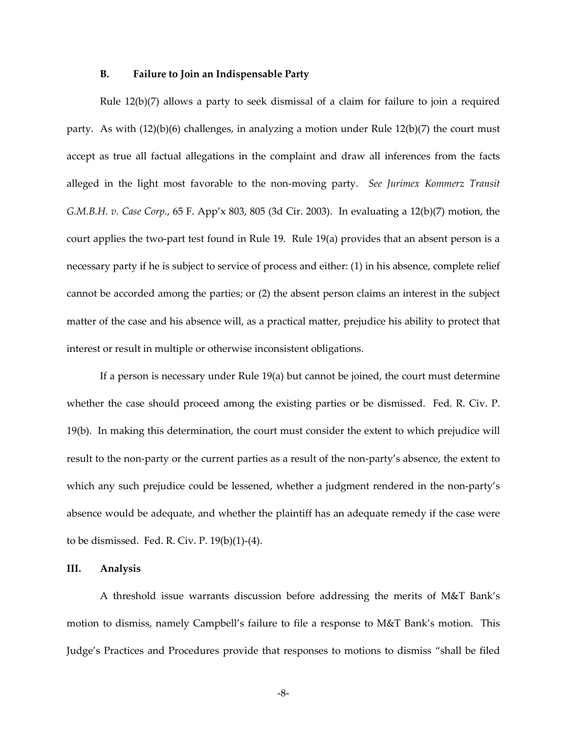### B. Failure to Join an Indispensable Party

Rule 12(b)(7) allows a party to seek dismissal of a claim for failure to join a required party. As with (12)(b)(6) challenges, in analyzing a motion under Rule 12(b)(7) the court must accept as true all factual allegations in the complaint and draw all inferences from the facts alleged in the light most favorable to the non-moving party. *See Jurimex Kommerz Transit G.M.B.H. v. Case Corp.*, 65 F. App'x 803, 805 (3d Cir. 2003). In evaluating a 12(b)(7) motion, the court applies the two-part test found in Rule 19. Rule 19(a) provides that an absent person is a necessary party if he is subject to service of process and either: (1) in his absence, complete relief cannot be accorded among the parties; or (2) the absent person claims an interest in the subject matter of the case and his absence will, as a practical matter, prejudice his ability to protect that interest or result in multiple or otherwise inconsistent obligations.

If a person is necessary under Rule 19(a) but cannot be joined, the court must determine whether the case should proceed among the existing parties or be dismissed. Fed. R. Civ. P. 19(b). In making this determination, the court must consider the extent to which prejudice will result to the non-party or the current parties as a result of the non-party's absence, the extent to which any such prejudice could be lessened, whether a judgment rendered in the non-party's absence would be adequate, and whether the plaintiff has an adequate remedy if the case were to be dismissed. Fed. R. Civ. P. 19(b)(1)-(4).

## III. Analysis

A threshold issue warrants discussion before addressing the merits of M&T Bank's motion to dismiss, namely Campbell's failure to file a response to M&T Bank's motion. This Judge's Practices and Procedures provide that responses to motions to dismiss "shall be filed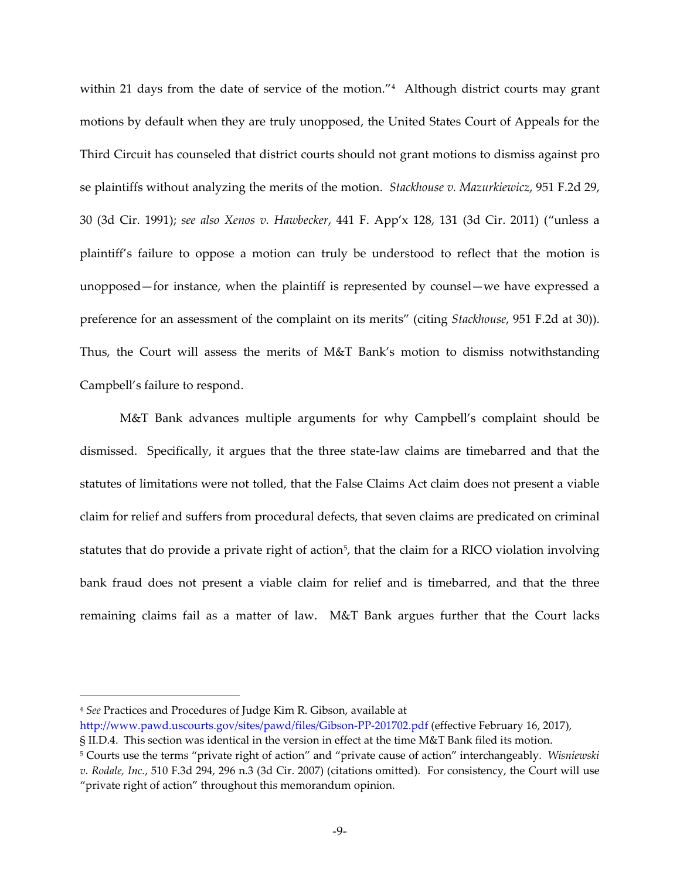within 21 days from the date of service of the motion."[4] Although district courts may grant motions by default when they are truly unopposed, the United States Court of Appeals for the Third Circuit has counseled that district courts should not grant motions to dismiss against pro se plaintiffs without analyzing the merits of the motion. *Stackhouse v. Mazurkiewicz*, 951 F.2d 29, 30 (3d Cir. 1991); *see also Xenos v. Hawbecker*, 441 F. App'x 128, 131 (3d Cir. 2011) ("unless a plaintiff's failure to oppose a motion can truly be understood to reflect that the motion is unopposed—for instance, when the plaintiff is represented by counsel—we have expressed a preference for an assessment of the complaint on its merits" (citing *Stackhouse*, 951 F.2d at 30)). Thus, the Court will assess the merits of M&T Bank's motion to dismiss notwithstanding Campbell's failure to respond.

M&T Bank advances multiple arguments for why Campbell's complaint should be dismissed. Specifically, it argues that the three state-law claims are timebarred and that the statutes of limitations were not tolled, that the False Claims Act claim does not present a viable claim for relief and suffers from procedural defects, that seven claims are predicated on criminal statutes that do provide a private right of action[5], that the claim for a RICO violation involving bank fraud does not present a viable claim for relief and is timebarred, and that the three remaining claims fail as a matter of law. M&T Bank argues further that the Court lacks

---

[4] *See* Practices and Procedures of Judge Kim R. Gibson, available at http://www.pawd.uscourts.gov/sites/pawd/files/Gibson-PP-201702.pdf (effective February 16, 2017), § II.D.4. This section was identical in the version in effect at the time M&T Bank filed its motion.

[5] Courts use the terms "private right of action" and "private cause of action" interchangeably. *Wisniewski v. Rodale, Inc.*, 510 F.3d 294, 296 n.3 (3d Cir. 2007) (citations omitted). For consistency, the Court will use "private right of action" throughout this memorandum opinion.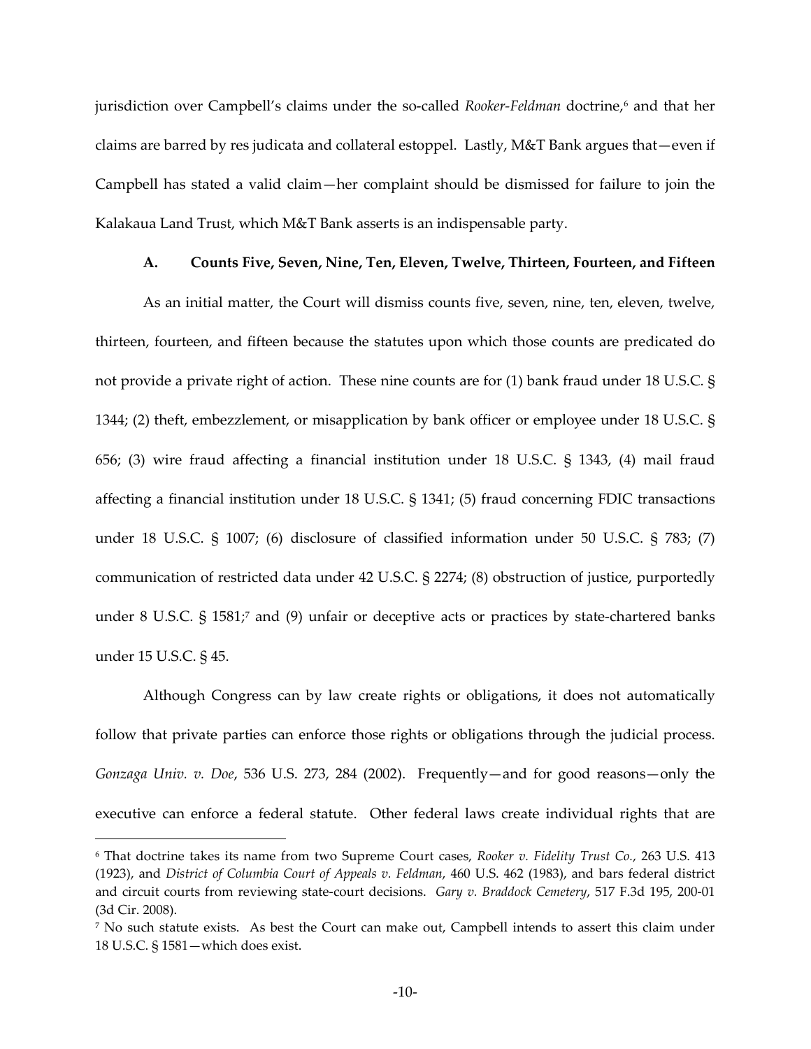jurisdiction over Campbell's claims under the so-called *Rooker-Feldman* doctrine,[6] and that her claims are barred by res judicata and collateral estoppel. Lastly, M&T Bank argues that—even if Campbell has stated a valid claim—her complaint should be dismissed for failure to join the Kalakaua Land Trust, which M&T Bank asserts is an indispensable party.

### A. Counts Five, Seven, Nine, Ten, Eleven, Twelve, Thirteen, Fourteen, and Fifteen

As an initial matter, the Court will dismiss counts five, seven, nine, ten, eleven, twelve, thirteen, fourteen, and fifteen because the statutes upon which those counts are predicated do not provide a private right of action. These nine counts are for (1) bank fraud under 18 U.S.C. § 1344; (2) theft, embezzlement, or misapplication by bank officer or employee under 18 U.S.C. § 656; (3) wire fraud affecting a financial institution under 18 U.S.C. § 1343, (4) mail fraud affecting a financial institution under 18 U.S.C. § 1341; (5) fraud concerning FDIC transactions under 18 U.S.C. § 1007; (6) disclosure of classified information under 50 U.S.C. § 783; (7) communication of restricted data under 42 U.S.C. § 2274; (8) obstruction of justice, purportedly under 8 U.S.C. § 1581;[7] and (9) unfair or deceptive acts or practices by state-chartered banks under 15 U.S.C. § 45.

Although Congress can by law create rights or obligations, it does not automatically follow that private parties can enforce those rights or obligations through the judicial process. *Gonzaga Univ. v. Doe*, 536 U.S. 273, 284 (2002). Frequently—and for good reasons—only the executive can enforce a federal statute. Other federal laws create individual rights that are

---

[6] That doctrine takes its name from two Supreme Court cases, *Rooker v. Fidelity Trust Co.*, 263 U.S. 413 (1923), and *District of Columbia Court of Appeals v. Feldman*, 460 U.S. 462 (1983), and bars federal district and circuit courts from reviewing state-court decisions. *Gary v. Braddock Cemetery*, 517 F.3d 195, 200-01 (3d Cir. 2008).

[7] No such statute exists. As best the Court can make out, Campbell intends to assert this claim under 18 U.S.C. § 1581—which does exist.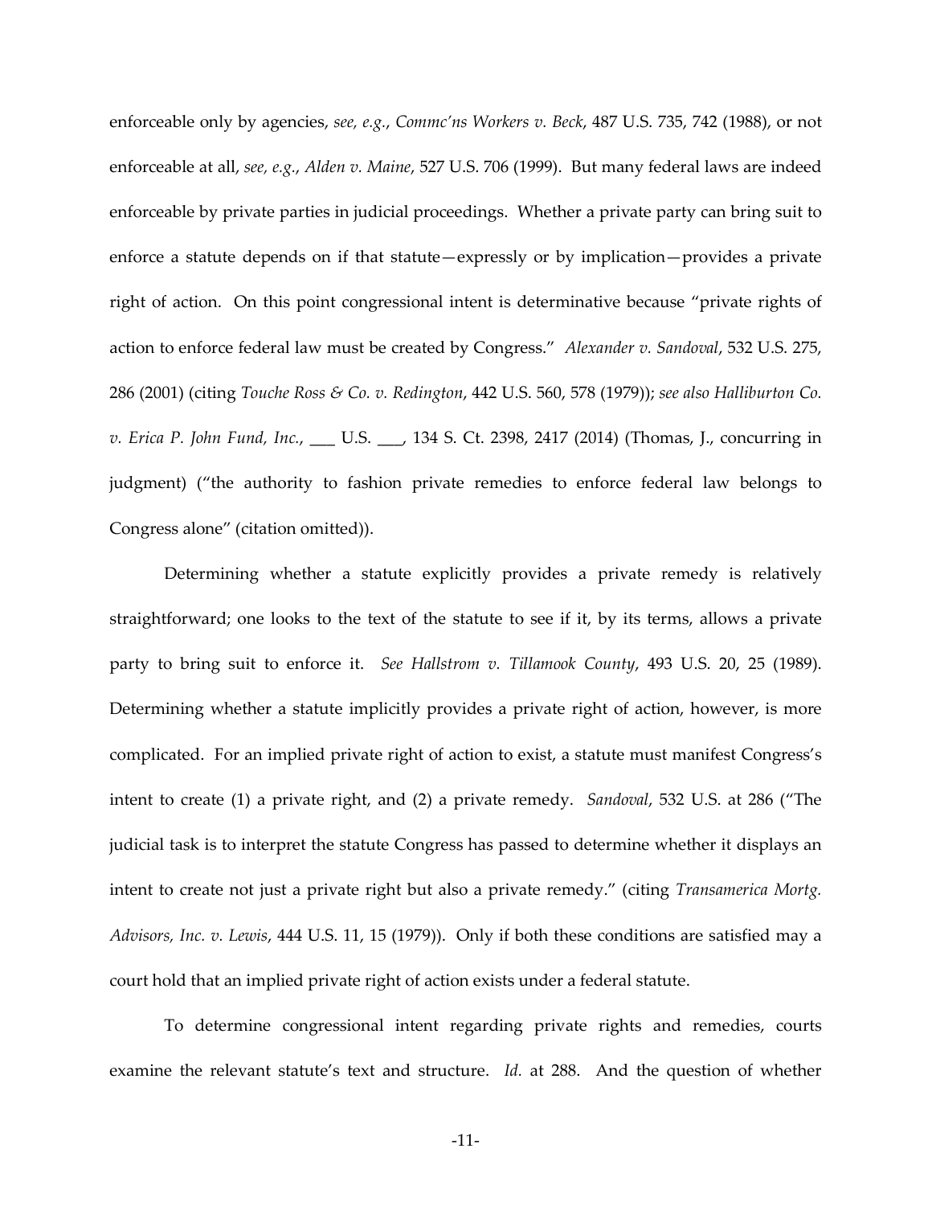enforceable only by agencies, *see, e.g.*, *Commc'ns Workers v. Beck*, 487 U.S. 735, 742 (1988), or not enforceable at all, *see, e.g.*, *Alden v. Maine*, 527 U.S. 706 (1999). But many federal laws are indeed enforceable by private parties in judicial proceedings. Whether a private party can bring suit to enforce a statute depends on if that statute—expressly or by implication—provides a private right of action. On this point congressional intent is determinative because "private rights of action to enforce federal law must be created by Congress." *Alexander v. Sandoval*, 532 U.S. 275, 286 (2001) (citing *Touche Ross & Co. v. Redington*, 442 U.S. 560, 578 (1979)); *see also Halliburton Co. v. Erica P. John Fund, Inc.*, ___ U.S. ___, 134 S. Ct. 2398, 2417 (2014) (Thomas, J., concurring in judgment) ("the authority to fashion private remedies to enforce federal law belongs to Congress alone" (citation omitted)).

Determining whether a statute explicitly provides a private remedy is relatively straightforward; one looks to the text of the statute to see if it, by its terms, allows a private party to bring suit to enforce it. *See Hallstrom v. Tillamook County*, 493 U.S. 20, 25 (1989). Determining whether a statute implicitly provides a private right of action, however, is more complicated. For an implied private right of action to exist, a statute must manifest Congress's intent to create (1) a private right, and (2) a private remedy. *Sandoval*, 532 U.S. at 286 ("The judicial task is to interpret the statute Congress has passed to determine whether it displays an intent to create not just a private right but also a private remedy." (citing *Transamerica Mortg. Advisors, Inc. v. Lewis*, 444 U.S. 11, 15 (1979)). Only if both these conditions are satisfied may a court hold that an implied private right of action exists under a federal statute.

To determine congressional intent regarding private rights and remedies, courts examine the relevant statute's text and structure. *Id.* at 288. And the question of whether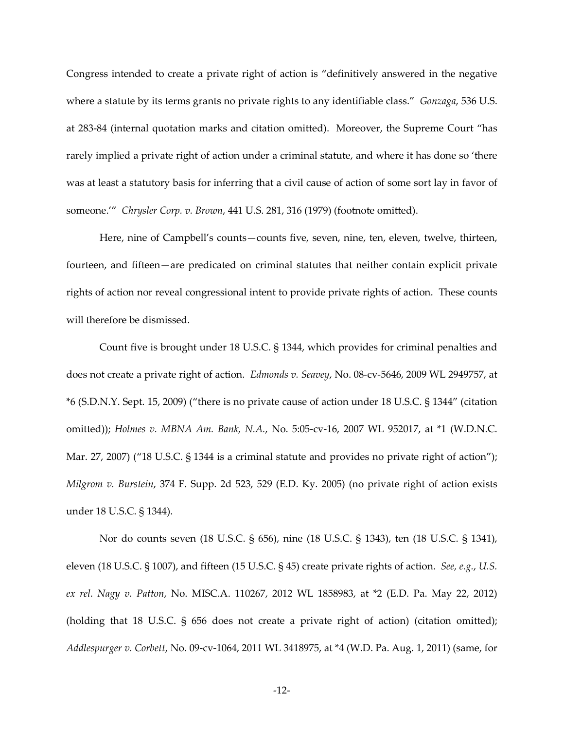Congress intended to create a private right of action is "definitively answered in the negative where a statute by its terms grants no private rights to any identifiable class." *Gonzaga*, 536 U.S. at 283-84 (internal quotation marks and citation omitted). Moreover, the Supreme Court "has rarely implied a private right of action under a criminal statute, and where it has done so 'there was at least a statutory basis for inferring that a civil cause of action of some sort lay in favor of someone.'" *Chrysler Corp. v. Brown*, 441 U.S. 281, 316 (1979) (footnote omitted).

Here, nine of Campbell's counts—counts five, seven, nine, ten, eleven, twelve, thirteen, fourteen, and fifteen—are predicated on criminal statutes that neither contain explicit private rights of action nor reveal congressional intent to provide private rights of action. These counts will therefore be dismissed.

Count five is brought under 18 U.S.C. § 1344, which provides for criminal penalties and does not create a private right of action. *Edmonds v. Seavey*, No. 08-cv-5646, 2009 WL 2949757, at \*6 (S.D.N.Y. Sept. 15, 2009) ("there is no private cause of action under 18 U.S.C. § 1344" (citation omitted)); *Holmes v. MBNA Am. Bank, N.A.*, No. 5:05-cv-16, 2007 WL 952017, at \*1 (W.D.N.C. Mar. 27, 2007) ("18 U.S.C. § 1344 is a criminal statute and provides no private right of action"); *Milgrom v. Burstein*, 374 F. Supp. 2d 523, 529 (E.D. Ky. 2005) (no private right of action exists under 18 U.S.C. § 1344).

Nor do counts seven (18 U.S.C. § 656), nine (18 U.S.C. § 1343), ten (18 U.S.C. § 1341), eleven (18 U.S.C. § 1007), and fifteen (15 U.S.C. § 45) create private rights of action. *See, e.g.*, *U.S. ex rel. Nagy v. Patton*, No. MISC.A. 110267, 2012 WL 1858983, at \*2 (E.D. Pa. May 22, 2012) (holding that 18 U.S.C. § 656 does not create a private right of action) (citation omitted); *Addlespurger v. Corbett*, No. 09-cv-1064, 2011 WL 3418975, at \*4 (W.D. Pa. Aug. 1, 2011) (same, for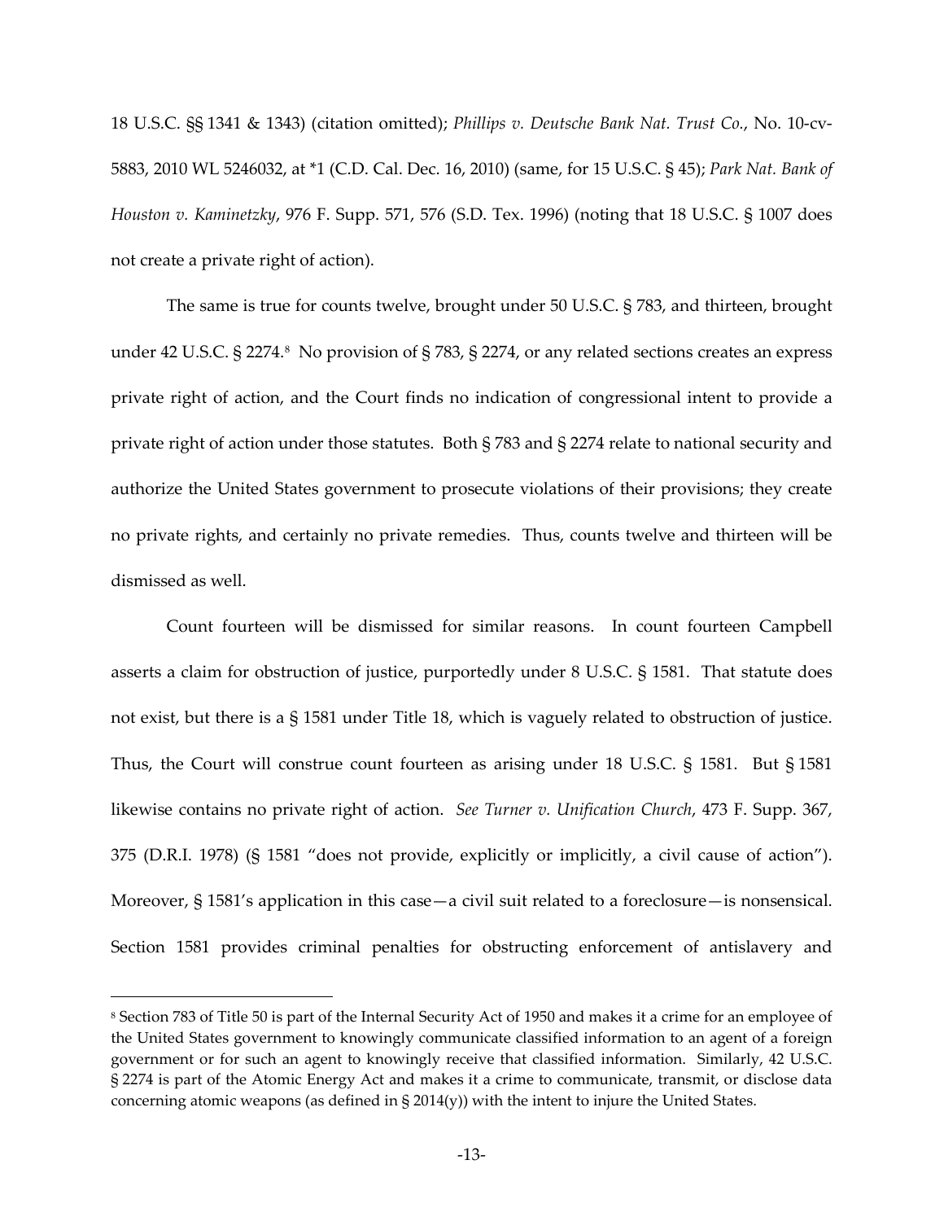18 U.S.C. §§ 1341 & 1343) (citation omitted); *Phillips v. Deutsche Bank Nat. Trust Co.*, No. 10-cv-5883, 2010 WL 5246032, at *1 (C.D. Cal. Dec. 16, 2010) (same, for 15 U.S.C. § 45); *Park Nat. Bank of Houston v. Kaminetzky*, 976 F. Supp. 571, 576 (S.D. Tex. 1996) (noting that 18 U.S.C. § 1007 does not create a private right of action).

The same is true for counts twelve, brought under 50 U.S.C. § 783, and thirteen, brought under 42 U.S.C. § 2274.[8] No provision of § 783, § 2274, or any related sections creates an express private right of action, and the Court finds no indication of congressional intent to provide a private right of action under those statutes. Both § 783 and § 2274 relate to national security and authorize the United States government to prosecute violations of their provisions; they create no private rights, and certainly no private remedies. Thus, counts twelve and thirteen will be dismissed as well.

Count fourteen will be dismissed for similar reasons. In count fourteen Campbell asserts a claim for obstruction of justice, purportedly under 8 U.S.C. § 1581. That statute does not exist, but there is a § 1581 under Title 18, which is vaguely related to obstruction of justice. Thus, the Court will construe count fourteen as arising under 18 U.S.C. § 1581. But § 1581 likewise contains no private right of action. *See Turner v. Unification Church*, 473 F. Supp. 367, 375 (D.R.I. 1978) (§ 1581 "does not provide, explicitly or implicitly, a civil cause of action"). Moreover, § 1581's application in this case—a civil suit related to a foreclosure—is nonsensical. Section 1581 provides criminal penalties for obstructing enforcement of antislavery and

---

[8] Section 783 of Title 50 is part of the Internal Security Act of 1950 and makes it a crime for an employee of the United States government to knowingly communicate classified information to an agent of a foreign government or for such an agent to knowingly receive that classified information. Similarly, 42 U.S.C. § 2274 is part of the Atomic Energy Act and makes it a crime to communicate, transmit, or disclose data concerning atomic weapons (as defined in § 2014(y)) with the intent to injure the United States.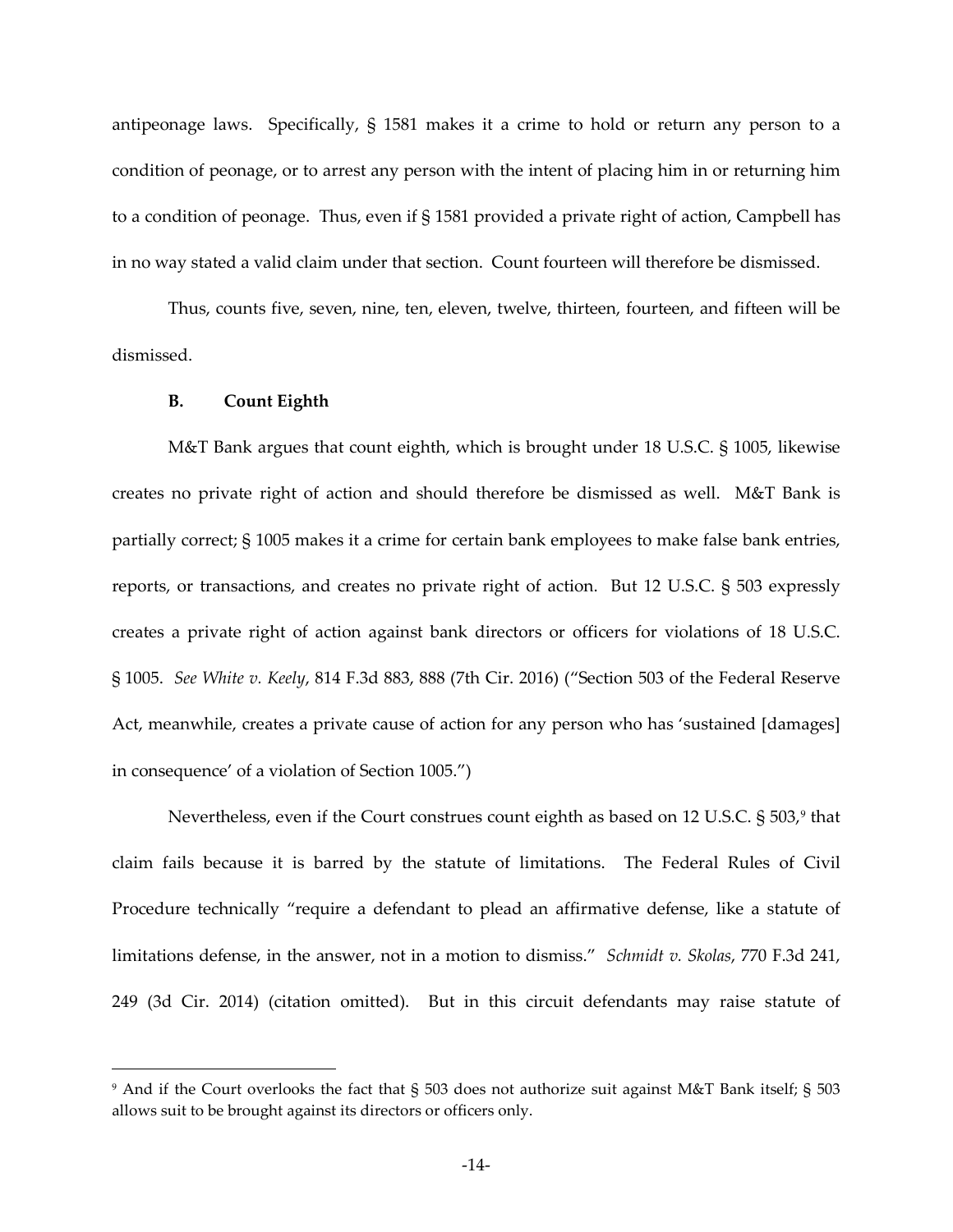antipeonage laws. Specifically, § 1581 makes it a crime to hold or return any person to a condition of peonage, or to arrest any person with the intent of placing him in or returning him to a condition of peonage. Thus, even if § 1581 provided a private right of action, Campbell has in no way stated a valid claim under that section. Count fourteen will therefore be dismissed.

Thus, counts five, seven, nine, ten, eleven, twelve, thirteen, fourteen, and fifteen will be dismissed.

### B. Count Eighth

M&T Bank argues that count eighth, which is brought under 18 U.S.C. § 1005, likewise creates no private right of action and should therefore be dismissed as well. M&T Bank is partially correct; § 1005 makes it a crime for certain bank employees to make false bank entries, reports, or transactions, and creates no private right of action. But 12 U.S.C. § 503 expressly creates a private right of action against bank directors or officers for violations of 18 U.S.C. § 1005. *See White v. Keely*, 814 F.3d 883, 888 (7th Cir. 2016) ("Section 503 of the Federal Reserve Act, meanwhile, creates a private cause of action for any person who has 'sustained [damages] in consequence' of a violation of Section 1005.")

Nevertheless, even if the Court construes count eighth as based on 12 U.S.C. § 503,[9] that claim fails because it is barred by the statute of limitations. The Federal Rules of Civil Procedure technically "require a defendant to plead an affirmative defense, like a statute of limitations defense, in the answer, not in a motion to dismiss." *Schmidt v. Skolas*, 770 F.3d 241, 249 (3d Cir. 2014) (citation omitted). But in this circuit defendants may raise statute of

---

[9] And if the Court overlooks the fact that § 503 does not authorize suit against M&T Bank itself; § 503 allows suit to be brought against its directors or officers only.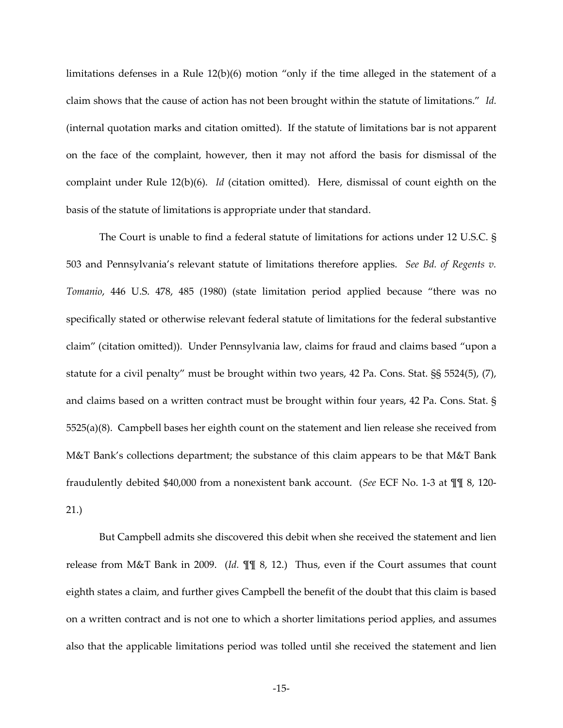limitations defenses in a Rule 12(b)(6) motion "only if the time alleged in the statement of a claim shows that the cause of action has not been brought within the statute of limitations." *Id.* (internal quotation marks and citation omitted). If the statute of limitations bar is not apparent on the face of the complaint, however, then it may not afford the basis for dismissal of the complaint under Rule 12(b)(6). *Id* (citation omitted). Here, dismissal of count eighth on the basis of the statute of limitations is appropriate under that standard.

The Court is unable to find a federal statute of limitations for actions under 12 U.S.C. § 503 and Pennsylvania's relevant statute of limitations therefore applies. *See Bd. of Regents v. Tomanio*, 446 U.S. 478, 485 (1980) (state limitation period applied because "there was no specifically stated or otherwise relevant federal statute of limitations for the federal substantive claim" (citation omitted)). Under Pennsylvania law, claims for fraud and claims based "upon a statute for a civil penalty" must be brought within two years, 42 Pa. Cons. Stat. §§ 5524(5), (7), and claims based on a written contract must be brought within four years, 42 Pa. Cons. Stat. § 5525(a)(8). Campbell bases her eighth count on the statement and lien release she received from M&T Bank's collections department; the substance of this claim appears to be that M&T Bank fraudulently debited $40,000 from a nonexistent bank account. (*See* ECF No. 1-3 at ¶¶ 8, 120-21.)

But Campbell admits she discovered this debit when she received the statement and lien release from M&T Bank in 2009. (*Id.* ¶¶ 8, 12.) Thus, even if the Court assumes that count eighth states a claim, and further gives Campbell the benefit of the doubt that this claim is based on a written contract and is not one to which a shorter limitations period applies, and assumes also that the applicable limitations period was tolled until she received the statement and lien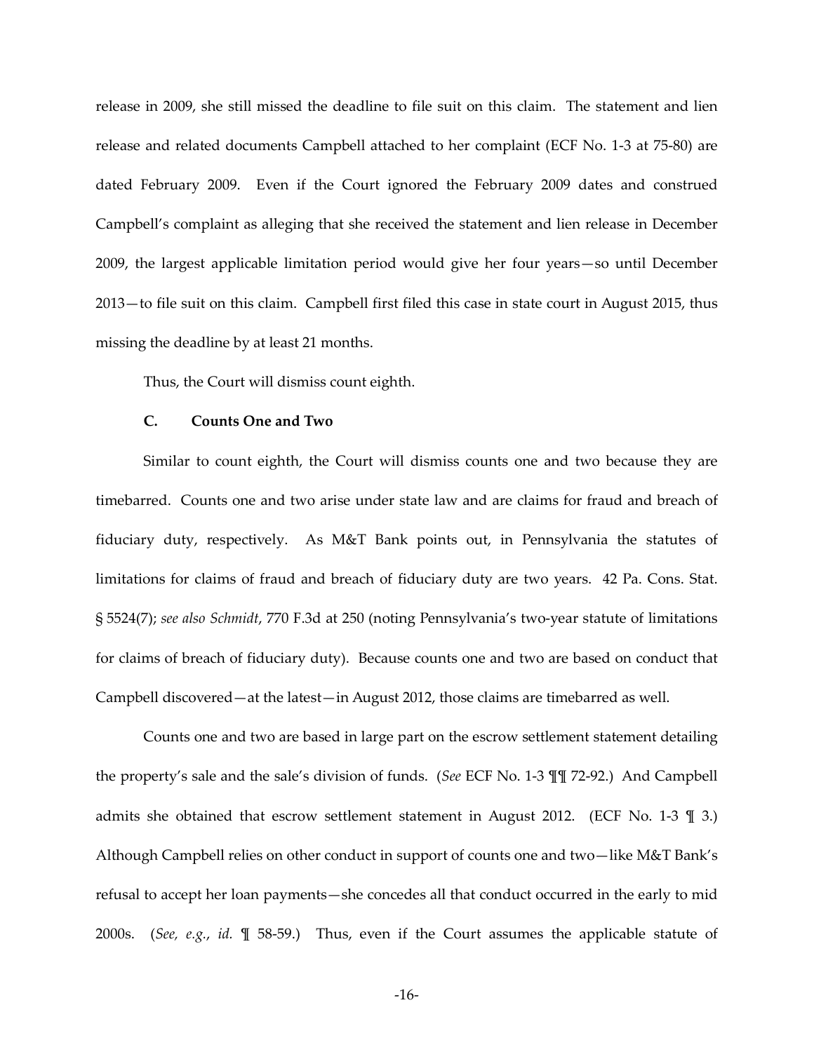release in 2009, she still missed the deadline to file suit on this claim. The statement and lien release and related documents Campbell attached to her complaint (ECF No. 1-3 at 75-80) are dated February 2009. Even if the Court ignored the February 2009 dates and construed Campbell's complaint as alleging that she received the statement and lien release in December 2009, the largest applicable limitation period would give her four years—so until December 2013—to file suit on this claim. Campbell first filed this case in state court in August 2015, thus missing the deadline by at least 21 months.

Thus, the Court will dismiss count eighth.

### C. Counts One and Two

Similar to count eighth, the Court will dismiss counts one and two because they are timebarred. Counts one and two arise under state law and are claims for fraud and breach of fiduciary duty, respectively. As M&T Bank points out, in Pennsylvania the statutes of limitations for claims of fraud and breach of fiduciary duty are two years. 42 Pa. Cons. Stat. § 5524(7); *see also Schmidt*, 770 F.3d at 250 (noting Pennsylvania's two-year statute of limitations for claims of breach of fiduciary duty). Because counts one and two are based on conduct that Campbell discovered—at the latest—in August 2012, those claims are timebarred as well.

Counts one and two are based in large part on the escrow settlement statement detailing the property's sale and the sale's division of funds. (*See* ECF No. 1-3 ¶¶ 72-92.) And Campbell admits she obtained that escrow settlement statement in August 2012. (ECF No. 1-3 ¶ 3.) Although Campbell relies on other conduct in support of counts one and two—like M&T Bank's refusal to accept her loan payments—she concedes all that conduct occurred in the early to mid 2000s. (*See, e.g.*, *id.* ¶ 58-59.) Thus, even if the Court assumes the applicable statute of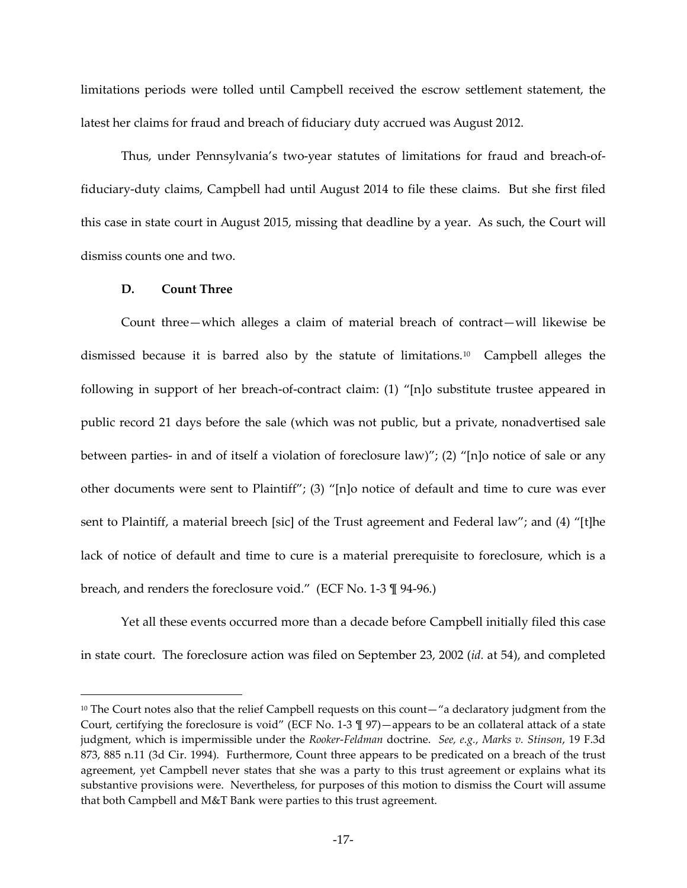limitations periods were tolled until Campbell received the escrow settlement statement, the latest her claims for fraud and breach of fiduciary duty accrued was August 2012.

Thus, under Pennsylvania's two-year statutes of limitations for fraud and breach-of-fiduciary-duty claims, Campbell had until August 2014 to file these claims. But she first filed this case in state court in August 2015, missing that deadline by a year. As such, the Court will dismiss counts one and two.

### D. Count Three

Count three—which alleges a claim of material breach of contract—will likewise be dismissed because it is barred also by the statute of limitations.[10] Campbell alleges the following in support of her breach-of-contract claim: (1) "[n]o substitute trustee appeared in public record 21 days before the sale (which was not public, but a private, nonadvertised sale between parties- in and of itself a violation of foreclosure law)"; (2) "[n]o notice of sale or any other documents were sent to Plaintiff"; (3) "[n]o notice of default and time to cure was ever sent to Plaintiff, a material breech [sic] of the Trust agreement and Federal law"; and (4) "[t]he lack of notice of default and time to cure is a material prerequisite to foreclosure, which is a breach, and renders the foreclosure void." (ECF No. 1-3 ¶ 94-96.)

Yet all these events occurred more than a decade before Campbell initially filed this case in state court. The foreclosure action was filed on September 23, 2002 (*id.* at 54), and completed

---

[10] The Court notes also that the relief Campbell requests on this count—"a declaratory judgment from the Court, certifying the foreclosure is void" (ECF No. 1-3 ¶ 97)—appears to be an collateral attack of a state judgment, which is impermissible under the *Rooker-Feldman* doctrine. *See, e.g.*, *Marks v. Stinson*, 19 F.3d 873, 885 n.11 (3d Cir. 1994). Furthermore, Count three appears to be predicated on a breach of the trust agreement, yet Campbell never states that she was a party to this trust agreement or explains what its substantive provisions were. Nevertheless, for purposes of this motion to dismiss the Court will assume that both Campbell and M&T Bank were parties to this trust agreement.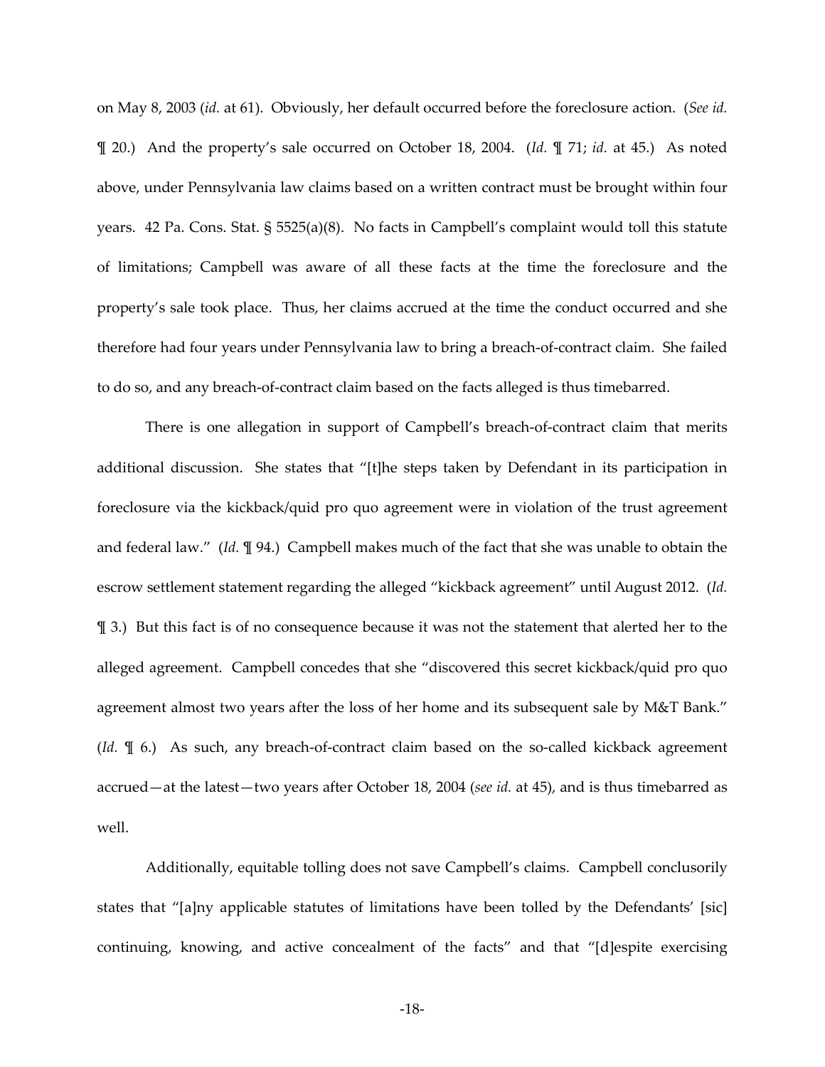on May 8, 2003 (*id.* at 61). Obviously, her default occurred before the foreclosure action. (*See id.* ¶ 20.) And the property's sale occurred on October 18, 2004. (*Id.* ¶ 71; *id.* at 45.) As noted above, under Pennsylvania law claims based on a written contract must be brought within four years. 42 Pa. Cons. Stat. § 5525(a)(8). No facts in Campbell's complaint would toll this statute of limitations; Campbell was aware of all these facts at the time the foreclosure and the property's sale took place. Thus, her claims accrued at the time the conduct occurred and she therefore had four years under Pennsylvania law to bring a breach-of-contract claim. She failed to do so, and any breach-of-contract claim based on the facts alleged is thus timebarred.

There is one allegation in support of Campbell's breach-of-contract claim that merits additional discussion. She states that "[t]he steps taken by Defendant in its participation in foreclosure via the kickback/quid pro quo agreement were in violation of the trust agreement and federal law." (*Id.* ¶ 94.) Campbell makes much of the fact that she was unable to obtain the escrow settlement statement regarding the alleged "kickback agreement" until August 2012. (*Id.* ¶ 3.) But this fact is of no consequence because it was not the statement that alerted her to the alleged agreement. Campbell concedes that she "discovered this secret kickback/quid pro quo agreement almost two years after the loss of her home and its subsequent sale by M&T Bank." (*Id.* ¶ 6.) As such, any breach-of-contract claim based on the so-called kickback agreement accrued—at the latest—two years after October 18, 2004 (*see id.* at 45), and is thus timebarred as well.

Additionally, equitable tolling does not save Campbell's claims. Campbell conclusorily states that "[a]ny applicable statutes of limitations have been tolled by the Defendants' [sic] continuing, knowing, and active concealment of the facts" and that "[d]espite exercising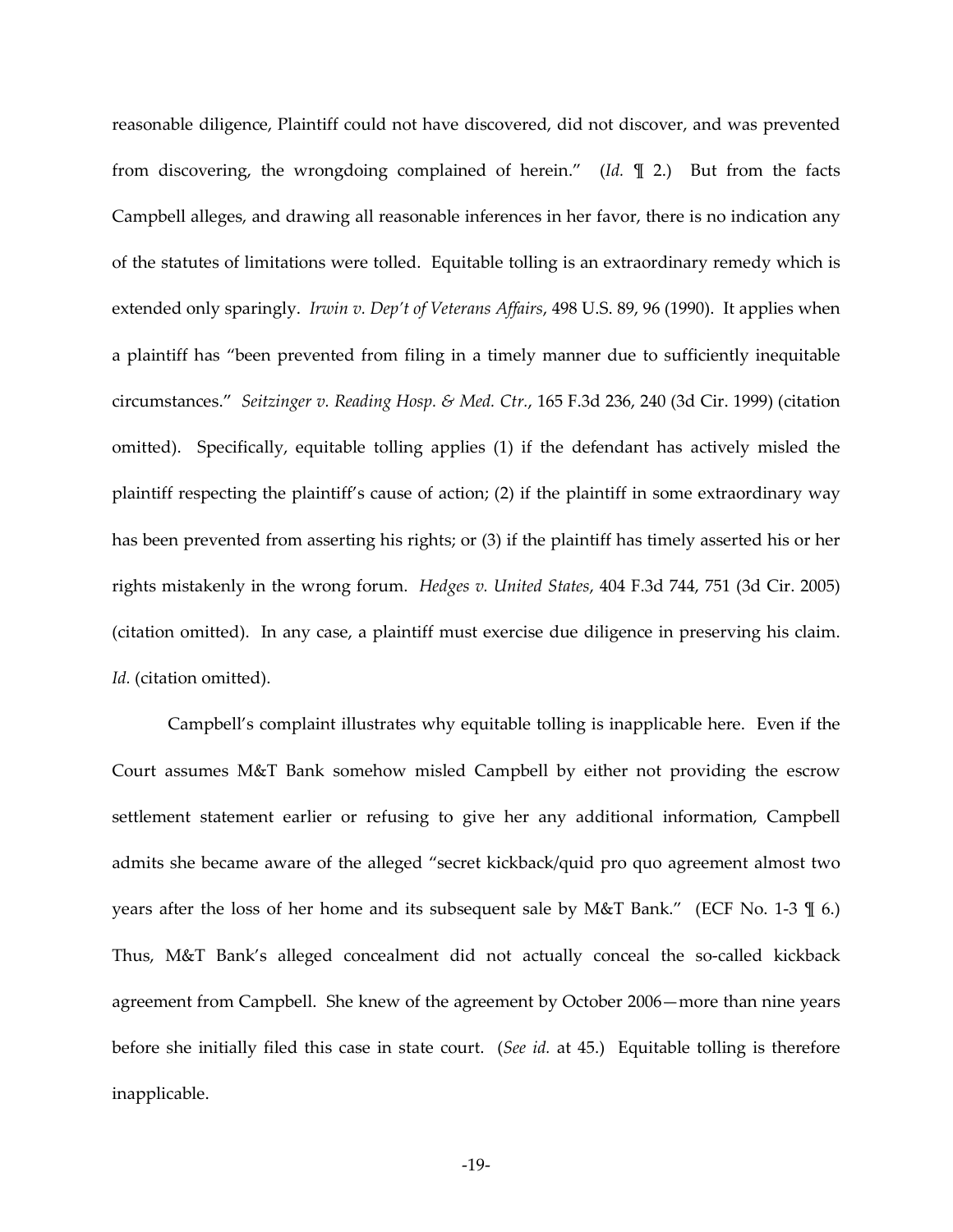reasonable diligence, Plaintiff could not have discovered, did not discover, and was prevented from discovering, the wrongdoing complained of herein." (*Id.* ¶ 2.) But from the facts Campbell alleges, and drawing all reasonable inferences in her favor, there is no indication any of the statutes of limitations were tolled. Equitable tolling is an extraordinary remedy which is extended only sparingly. *Irwin v. Dep't of Veterans Affairs*, 498 U.S. 89, 96 (1990). It applies when a plaintiff has "been prevented from filing in a timely manner due to sufficiently inequitable circumstances." *Seitzinger v. Reading Hosp. & Med. Ctr.*, 165 F.3d 236, 240 (3d Cir. 1999) (citation omitted). Specifically, equitable tolling applies (1) if the defendant has actively misled the plaintiff respecting the plaintiff's cause of action; (2) if the plaintiff in some extraordinary way has been prevented from asserting his rights; or (3) if the plaintiff has timely asserted his or her rights mistakenly in the wrong forum. *Hedges v. United States*, 404 F.3d 744, 751 (3d Cir. 2005) (citation omitted). In any case, a plaintiff must exercise due diligence in preserving his claim. *Id.* (citation omitted).

Campbell's complaint illustrates why equitable tolling is inapplicable here. Even if the Court assumes M&T Bank somehow misled Campbell by either not providing the escrow settlement statement earlier or refusing to give her any additional information, Campbell admits she became aware of the alleged "secret kickback/quid pro quo agreement almost two years after the loss of her home and its subsequent sale by M&T Bank." (ECF No. 1-3 ¶ 6.) Thus, M&T Bank's alleged concealment did not actually conceal the so-called kickback agreement from Campbell. She knew of the agreement by October 2006—more than nine years before she initially filed this case in state court. (*See id.* at 45.) Equitable tolling is therefore inapplicable.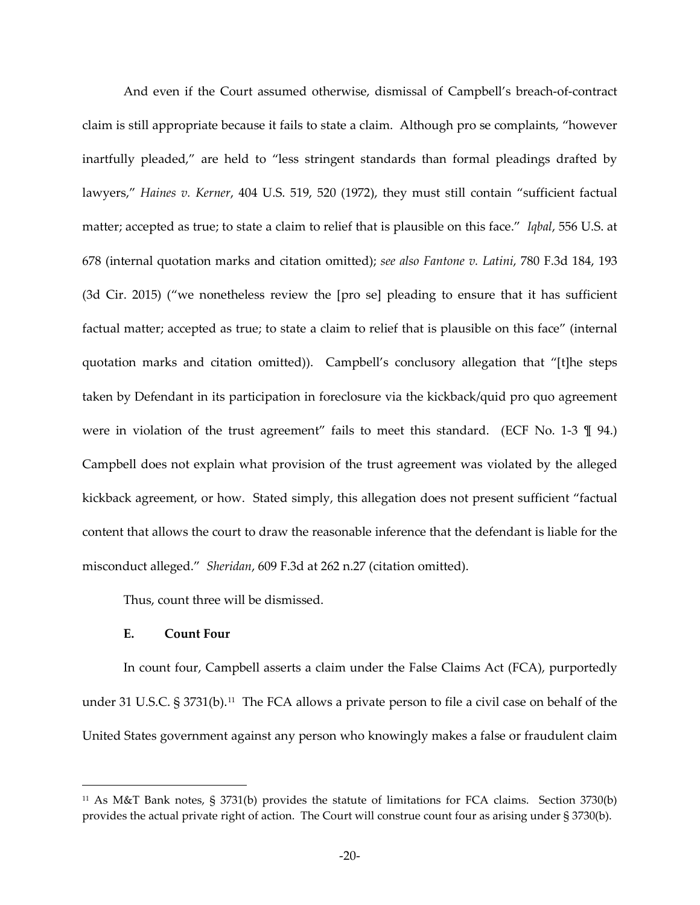And even if the Court assumed otherwise, dismissal of Campbell's breach-of-contract claim is still appropriate because it fails to state a claim. Although pro se complaints, "however inartfully pleaded," are held to "less stringent standards than formal pleadings drafted by lawyers," *Haines v. Kerner*, 404 U.S. 519, 520 (1972), they must still contain "sufficient factual matter; accepted as true; to state a claim to relief that is plausible on this face." *Iqbal*, 556 U.S. at 678 (internal quotation marks and citation omitted); *see also Fantone v. Latini*, 780 F.3d 184, 193 (3d Cir. 2015) ("we nonetheless review the [pro se] pleading to ensure that it has sufficient factual matter; accepted as true; to state a claim to relief that is plausible on this face" (internal quotation marks and citation omitted)). Campbell's conclusory allegation that "[t]he steps taken by Defendant in its participation in foreclosure via the kickback/quid pro quo agreement were in violation of the trust agreement" fails to meet this standard. (ECF No. 1-3 ¶ 94.) Campbell does not explain what provision of the trust agreement was violated by the alleged kickback agreement, or how. Stated simply, this allegation does not present sufficient "factual content that allows the court to draw the reasonable inference that the defendant is liable for the misconduct alleged." *Sheridan*, 609 F.3d at 262 n.27 (citation omitted).

Thus, count three will be dismissed.

### E. Count Four

In count four, Campbell asserts a claim under the False Claims Act (FCA), purportedly under 31 U.S.C. § 3731(b).[11] The FCA allows a private person to file a civil case on behalf of the United States government against any person who knowingly makes a false or fraudulent claim

---

[11] As M&T Bank notes, § 3731(b) provides the statute of limitations for FCA claims. Section 3730(b) provides the actual private right of action. The Court will construe count four as arising under § 3730(b).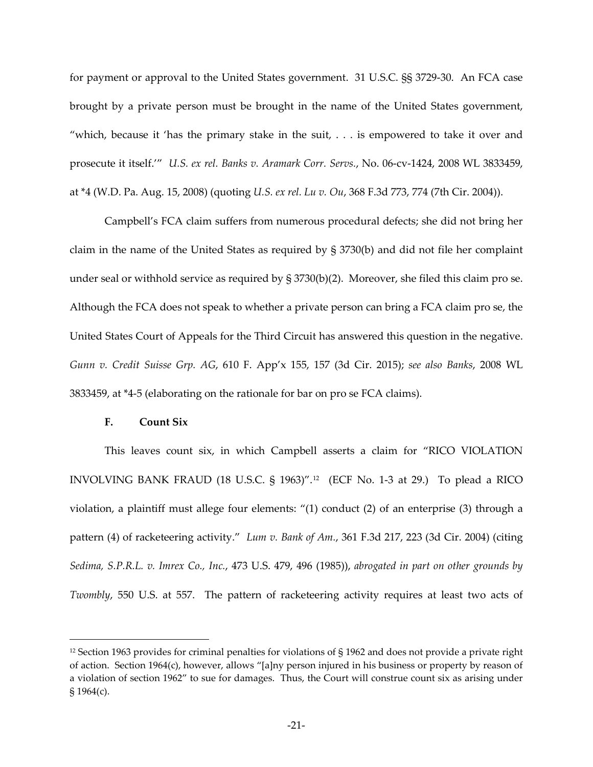for payment or approval to the United States government. 31 U.S.C. §§ 3729-30. An FCA case brought by a private person must be brought in the name of the United States government, "which, because it 'has the primary stake in the suit, . . . is empowered to take it over and prosecute it itself.'" *U.S. ex rel. Banks v. Aramark Corr. Servs.*, No. 06-cv-1424, 2008 WL 3833459, at *4 (W.D. Pa. Aug. 15, 2008) (quoting *U.S. ex rel. Lu v. Ou*, 368 F.3d 773, 774 (7th Cir. 2004)).

Campbell's FCA claim suffers from numerous procedural defects; she did not bring her claim in the name of the United States as required by § 3730(b) and did not file her complaint under seal or withhold service as required by § 3730(b)(2). Moreover, she filed this claim pro se. Although the FCA does not speak to whether a private person can bring a FCA claim pro se, the United States Court of Appeals for the Third Circuit has answered this question in the negative. *Gunn v. Credit Suisse Grp. AG*, 610 F. App'x 155, 157 (3d Cir. 2015); *see also Banks*, 2008 WL 3833459, at *4-5 (elaborating on the rationale for bar on pro se FCA claims).

**F. Count Six**

This leaves count six, in which Campbell asserts a claim for "RICO VIOLATION INVOLVING BANK FRAUD (18 U.S.C. § 1963)".[12] (ECF No. 1-3 at 29.) To plead a RICO violation, a plaintiff must allege four elements: "(1) conduct (2) of an enterprise (3) through a pattern (4) of racketeering activity." *Lum v. Bank of Am.*, 361 F.3d 217, 223 (3d Cir. 2004) (citing *Sedima, S.P.R.L. v. Imrex Co., Inc.*, 473 U.S. 479, 496 (1985)), *abrogated in part on other grounds by Twombly*, 550 U.S. at 557. The pattern of racketeering activity requires at least two acts of

[12] Section 1963 provides for criminal penalties for violations of § 1962 and does not provide a private right of action. Section 1964(c), however, allows "[a]ny person injured in his business or property by reason of a violation of section 1962" to sue for damages. Thus, the Court will construe count six as arising under § 1964(c).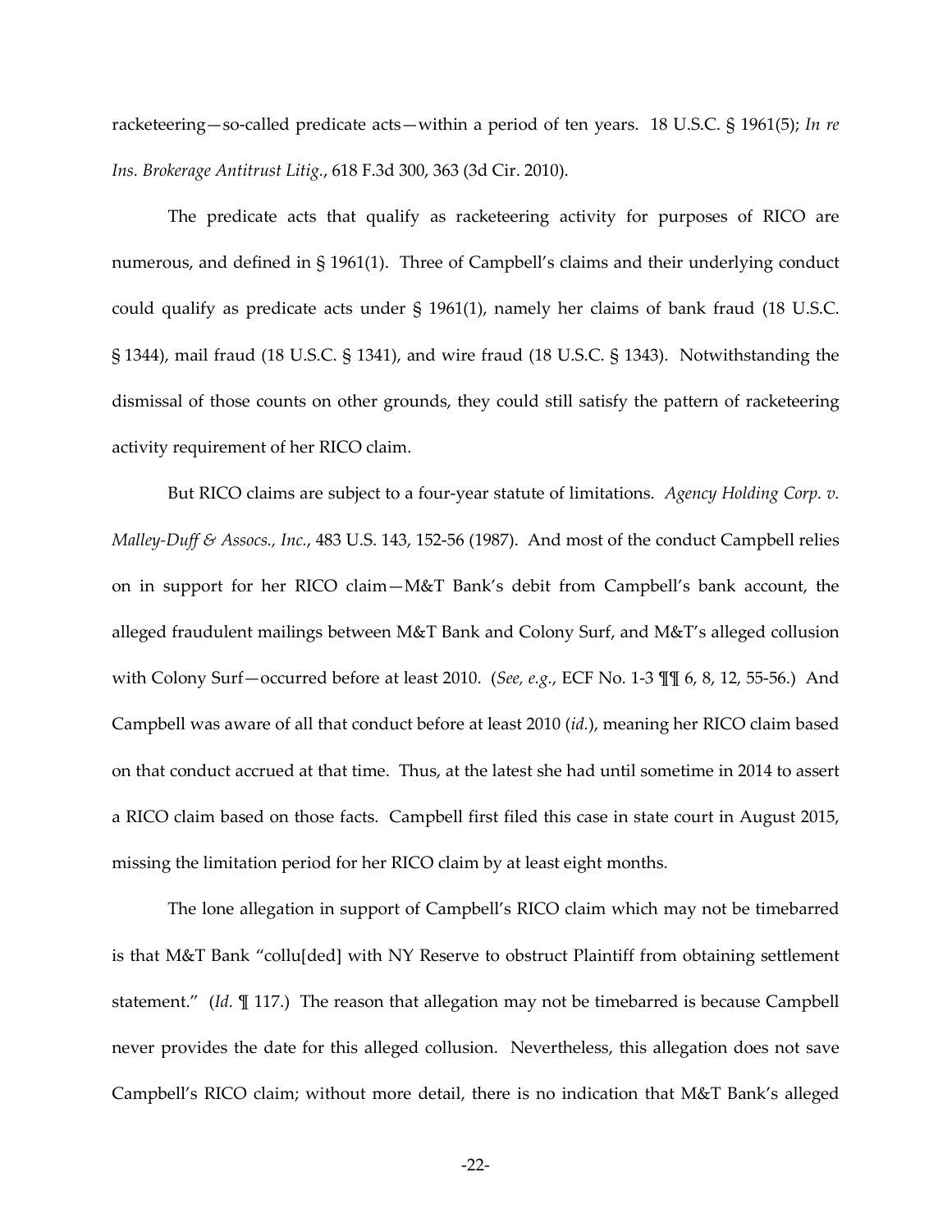racketeering—so-called predicate acts—within a period of ten years. 18 U.S.C. § 1961(5); *In re Ins. Brokerage Antitrust Litig.*, 618 F.3d 300, 363 (3d Cir. 2010).

The predicate acts that qualify as racketeering activity for purposes of RICO are numerous, and defined in § 1961(1). Three of Campbell's claims and their underlying conduct could qualify as predicate acts under § 1961(1), namely her claims of bank fraud (18 U.S.C. § 1344), mail fraud (18 U.S.C. § 1341), and wire fraud (18 U.S.C. § 1343). Notwithstanding the dismissal of those counts on other grounds, they could still satisfy the pattern of racketeering activity requirement of her RICO claim.

But RICO claims are subject to a four-year statute of limitations. *Agency Holding Corp. v. Malley-Duff & Assocs., Inc.*, 483 U.S. 143, 152-56 (1987). And most of the conduct Campbell relies on in support for her RICO claim—M&T Bank's debit from Campbell's bank account, the alleged fraudulent mailings between M&T Bank and Colony Surf, and M&T's alleged collusion with Colony Surf—occurred before at least 2010. (*See, e.g.*, ECF No. 1-3 ¶¶ 6, 8, 12, 55-56.) And Campbell was aware of all that conduct before at least 2010 (*id.*), meaning her RICO claim based on that conduct accrued at that time. Thus, at the latest she had until sometime in 2014 to assert a RICO claim based on those facts. Campbell first filed this case in state court in August 2015, missing the limitation period for her RICO claim by at least eight months.

The lone allegation in support of Campbell's RICO claim which may not be timebarred is that M&T Bank "collu[ded] with NY Reserve to obstruct Plaintiff from obtaining settlement statement." (*Id.* ¶ 117.) The reason that allegation may not be timebarred is because Campbell never provides the date for this alleged collusion. Nevertheless, this allegation does not save Campbell's RICO claim; without more detail, there is no indication that M&T Bank's alleged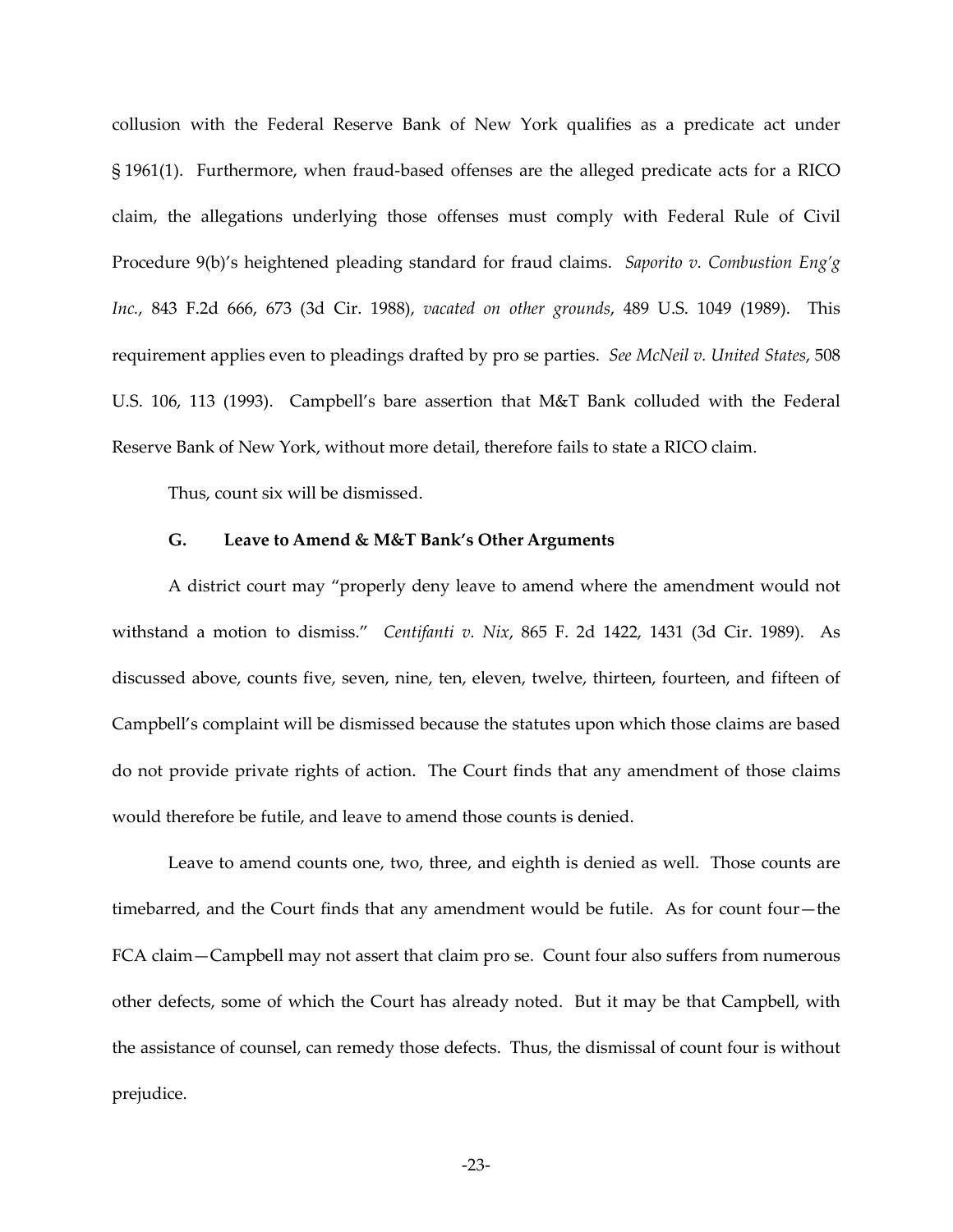collusion with the Federal Reserve Bank of New York qualifies as a predicate act under § 1961(1). Furthermore, when fraud-based offenses are the alleged predicate acts for a RICO claim, the allegations underlying those offenses must comply with Federal Rule of Civil Procedure 9(b)'s heightened pleading standard for fraud claims. *Saporito v. Combustion Eng'g Inc.*, 843 F.2d 666, 673 (3d Cir. 1988), *vacated on other grounds*, 489 U.S. 1049 (1989). This requirement applies even to pleadings drafted by pro se parties. *See McNeil v. United States*, 508 U.S. 106, 113 (1993). Campbell's bare assertion that M&T Bank colluded with the Federal Reserve Bank of New York, without more detail, therefore fails to state a RICO claim.

Thus, count six will be dismissed.

### G. Leave to Amend & M&T Bank's Other Arguments

A district court may "properly deny leave to amend where the amendment would not withstand a motion to dismiss." *Centifanti v. Nix*, 865 F. 2d 1422, 1431 (3d Cir. 1989). As discussed above, counts five, seven, nine, ten, eleven, twelve, thirteen, fourteen, and fifteen of Campbell's complaint will be dismissed because the statutes upon which those claims are based do not provide private rights of action. The Court finds that any amendment of those claims would therefore be futile, and leave to amend those counts is denied.

Leave to amend counts one, two, three, and eighth is denied as well. Those counts are timebarred, and the Court finds that any amendment would be futile. As for count four—the FCA claim—Campbell may not assert that claim pro se. Count four also suffers from numerous other defects, some of which the Court has already noted. But it may be that Campbell, with the assistance of counsel, can remedy those defects. Thus, the dismissal of count four is without prejudice.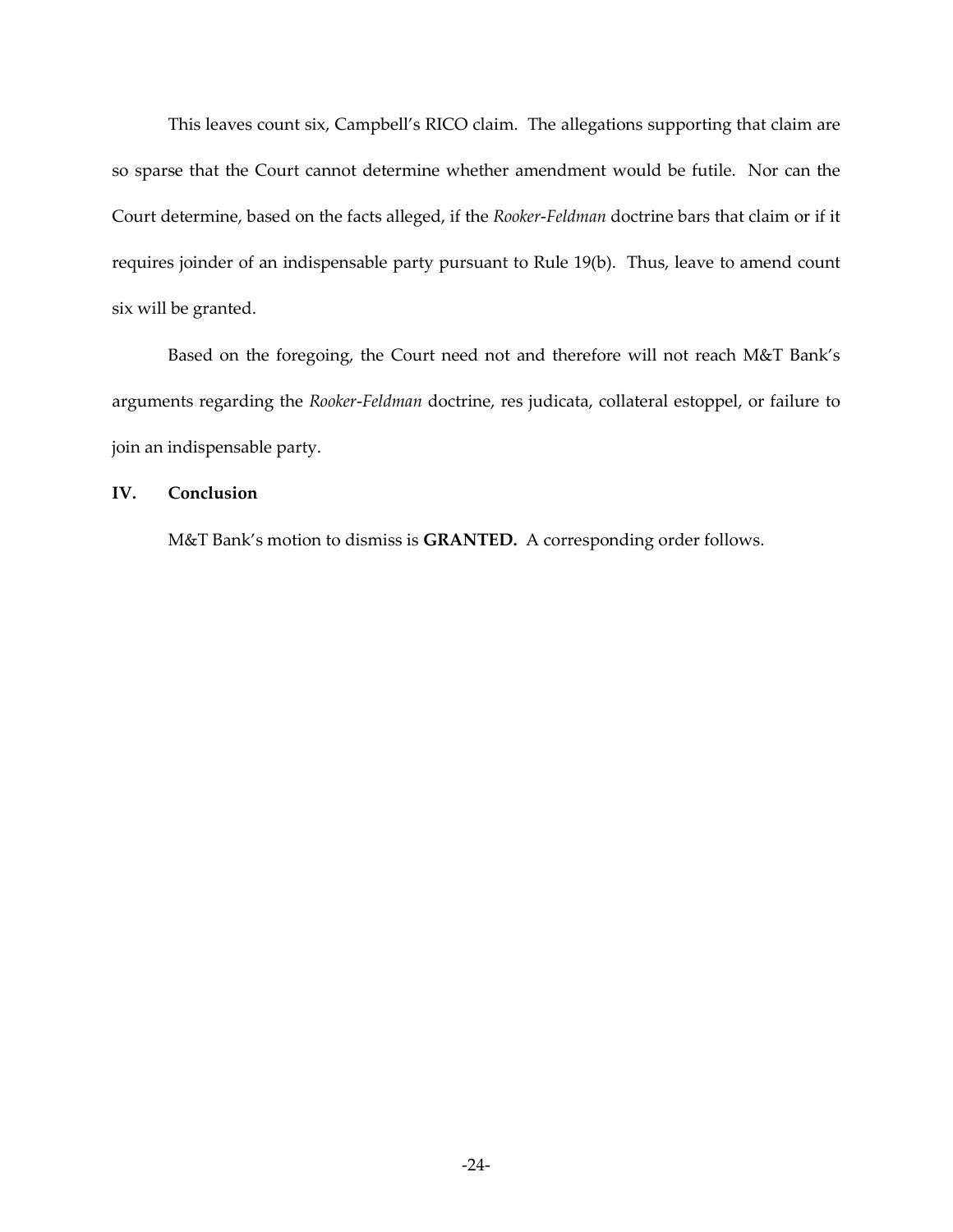This leaves count six, Campbell's RICO claim. The allegations supporting that claim are so sparse that the Court cannot determine whether amendment would be futile. Nor can the Court determine, based on the facts alleged, if the *Rooker-Feldman* doctrine bars that claim or if it requires joinder of an indispensable party pursuant to Rule 19(b). Thus, leave to amend count six will be granted.

Based on the foregoing, the Court need not and therefore will not reach M&T Bank's arguments regarding the *Rooker-Feldman* doctrine, res judicata, collateral estoppel, or failure to join an indispensable party.

## IV. Conclusion

M&T Bank's motion to dismiss is **GRANTED.** A corresponding order follows.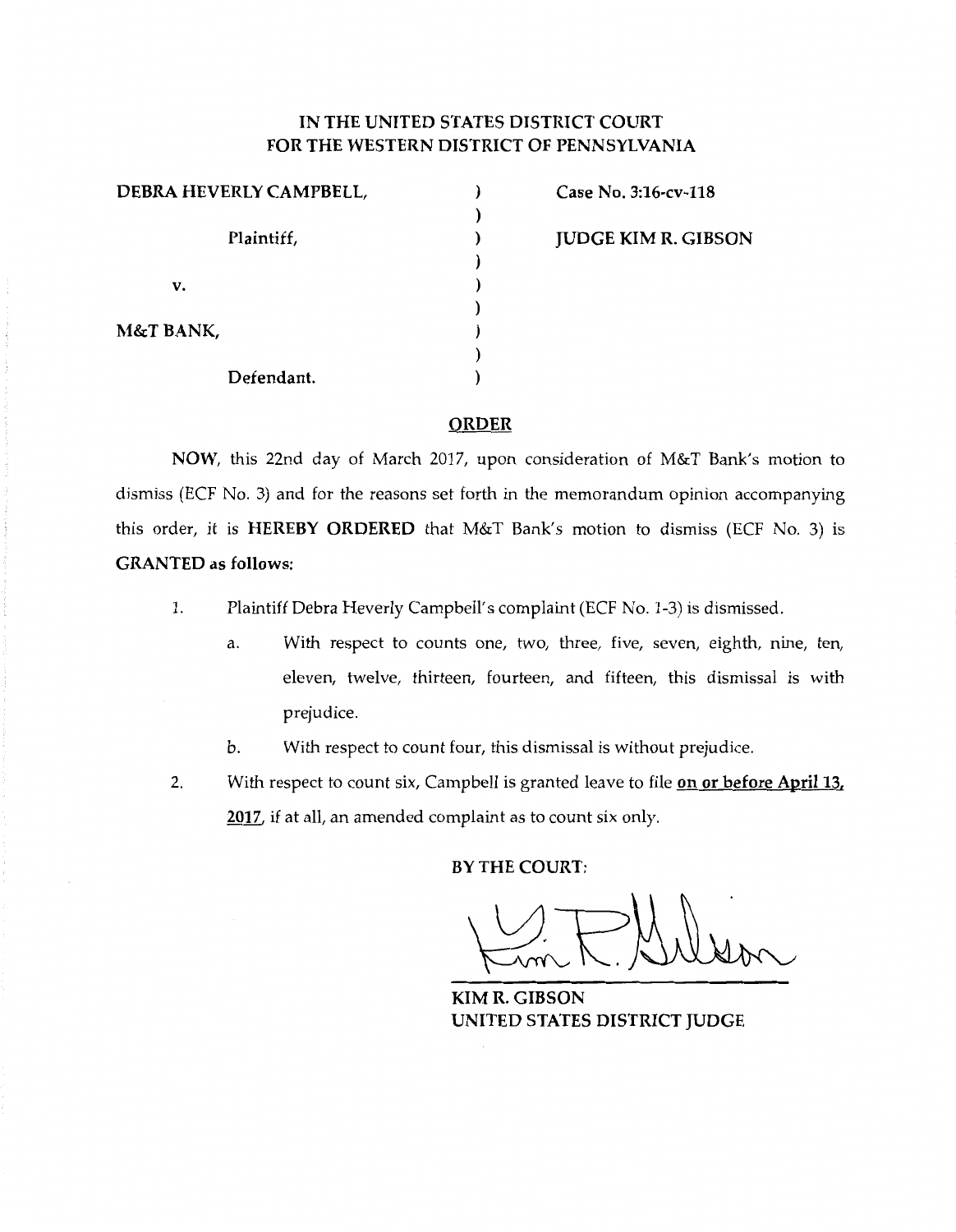# IN THE UNITED STATES DISTRICT COURT FOR THE WESTERN DISTRICT OF PENNSYLVANIA

| | | |
|---|---|---|
| **DEBRA HEVERLY CAMPBELL,** | ) | **Case No. 3:16-cv-118** |
| Plaintiff, | ) | **JUDGE KIM R. GIBSON** |
| **v.** | ) | |
| **M&T BANK,** | ) | |
| Defendant. | ) | |

## ORDER

**NOW**, this 22nd day of March 2017, upon consideration of M&T Bank's motion to dismiss (ECF No. 3) and for the reasons set forth in the memorandum opinion accompanying this order, it is **HEREBY ORDERED** that M&T Bank's motion to dismiss (ECF No. 3) is **GRANTED as follows:**

1. Plaintiff Debra Heverly Campbell's complaint (ECF No. 1-3) is dismissed.
   a. With respect to counts one, two, three, five, seven, eighth, nine, ten, eleven, twelve, thirteen, fourteen, and fifteen, this dismissal is with prejudice.
   b. With respect to count four, this dismissal is without prejudice.
2. With respect to count six, Campbell is granted leave to file **on or before April 13, 2017**, if at all, an amended complaint as to count six only.

**BY THE COURT:**

**KIM R. GIBSON**
**UNITED STATES DISTRICT JUDGE**